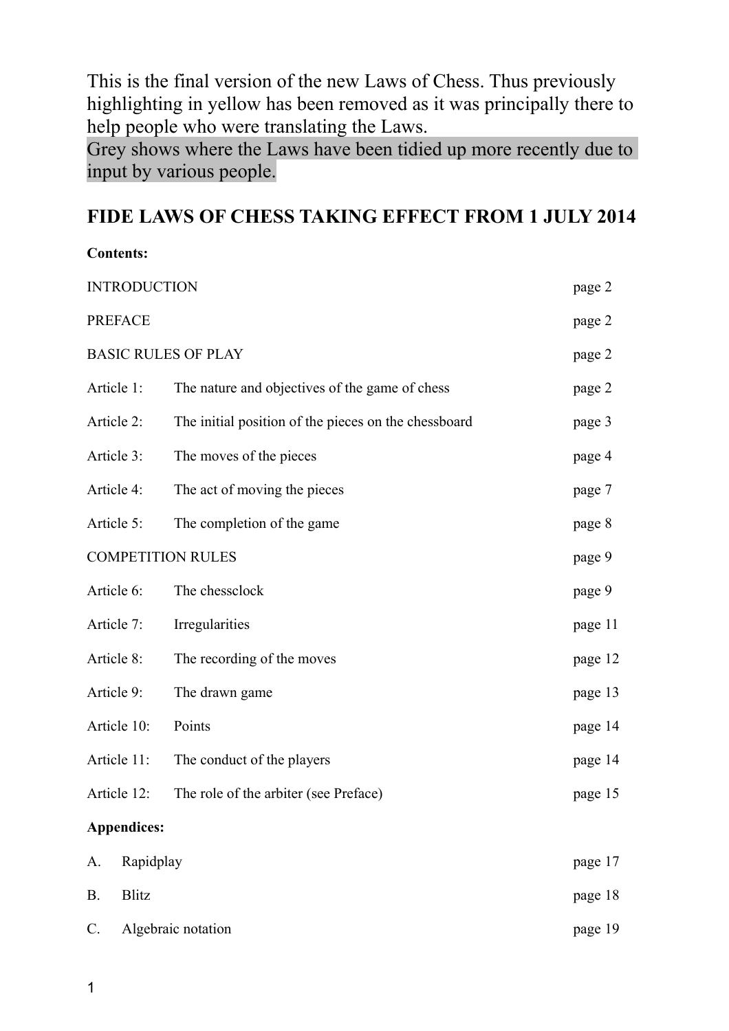This is the final version of the new Laws of Chess. Thus previously highlighting in yellow has been removed as it was principally there to help people who were translating the Laws.
Grey shows where the Laws have been tidied up more recently due to input by various people.

## FIDE LAWS OF CHESS TAKING EFFECT FROM 1 JULY 2014

**Contents:**

| | | |
|---|---|---|
| INTRODUCTION | | page 2 |
| PREFACE | | page 2 |
| BASIC RULES OF PLAY | | page 2 |
| Article 1: | The nature and objectives of the game of chess | page 2 |
| Article 2: | The initial position of the pieces on the chessboard | page 3 |
| Article 3: | The moves of the pieces | page 4 |
| Article 4: | The act of moving the pieces | page 7 |
| Article 5: | The completion of the game | page 8 |
| COMPETITION RULES | | page 9 |
| Article 6: | The chessclock | page 9 |
| Article 7: | Irregularities | page 11 |
| Article 8: | The recording of the moves | page 12 |
| Article 9: | The drawn game | page 13 |
| Article 10: | Points | page 14 |
| Article 11: | The conduct of the players | page 14 |
| Article 12: | The role of the arbiter (see Preface) | page 15 |

**Appendices:**

| | | |
|---|---|---|
| A. | Rapidplay | page 17 |
| B. | Blitz | page 18 |
| C. | Algebraic notation | page 19 |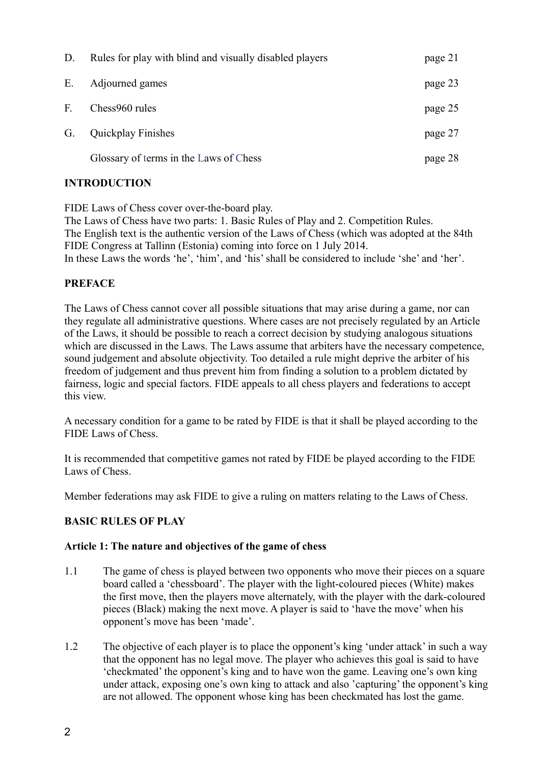| | | |
|---|---|---|
| D. | Rules for play with blind and visually disabled players | page 21 |
| E. | Adjourned games | page 23 |
| F. | Chess960 rules | page 25 |
| G. | Quickplay Finishes | page 27 |
| | Glossary of terms in the Laws of Chess | page 28 |

## INTRODUCTION

FIDE Laws of Chess cover over-the-board play.
The Laws of Chess have two parts: 1. Basic Rules of Play and 2. Competition Rules.
The English text is the authentic version of the Laws of Chess (which was adopted at the 84th FIDE Congress at Tallinn (Estonia) coming into force on 1 July 2014.
In these Laws the words 'he', 'him', and 'his' shall be considered to include 'she' and 'her'.

## PREFACE

The Laws of Chess cannot cover all possible situations that may arise during a game, nor can they regulate all administrative questions. Where cases are not precisely regulated by an Article of the Laws, it should be possible to reach a correct decision by studying analogous situations which are discussed in the Laws. The Laws assume that arbiters have the necessary competence, sound judgement and absolute objectivity. Too detailed a rule might deprive the arbiter of his freedom of judgement and thus prevent him from finding a solution to a problem dictated by fairness, logic and special factors. FIDE appeals to all chess players and federations to accept this view.

A necessary condition for a game to be rated by FIDE is that it shall be played according to the FIDE Laws of Chess.

It is recommended that competitive games not rated by FIDE be played according to the FIDE Laws of Chess.

Member federations may ask FIDE to give a ruling on matters relating to the Laws of Chess.

## BASIC RULES OF PLAY

### Article 1: The nature and objectives of the game of chess

1.1 The game of chess is played between two opponents who move their pieces on a square board called a 'chessboard'. The player with the light-coloured pieces (White) makes the first move, then the players move alternately, with the player with the dark-coloured pieces (Black) making the next move. A player is said to 'have the move' when his opponent's move has been 'made'.

1.2 The objective of each player is to place the opponent's king 'under attack' in such a way that the opponent has no legal move. The player who achieves this goal is said to have 'checkmated' the opponent's king and to have won the game. Leaving one's own king under attack, exposing one's own king to attack and also 'capturing' the opponent's king are not allowed. The opponent whose king has been checkmated has lost the game.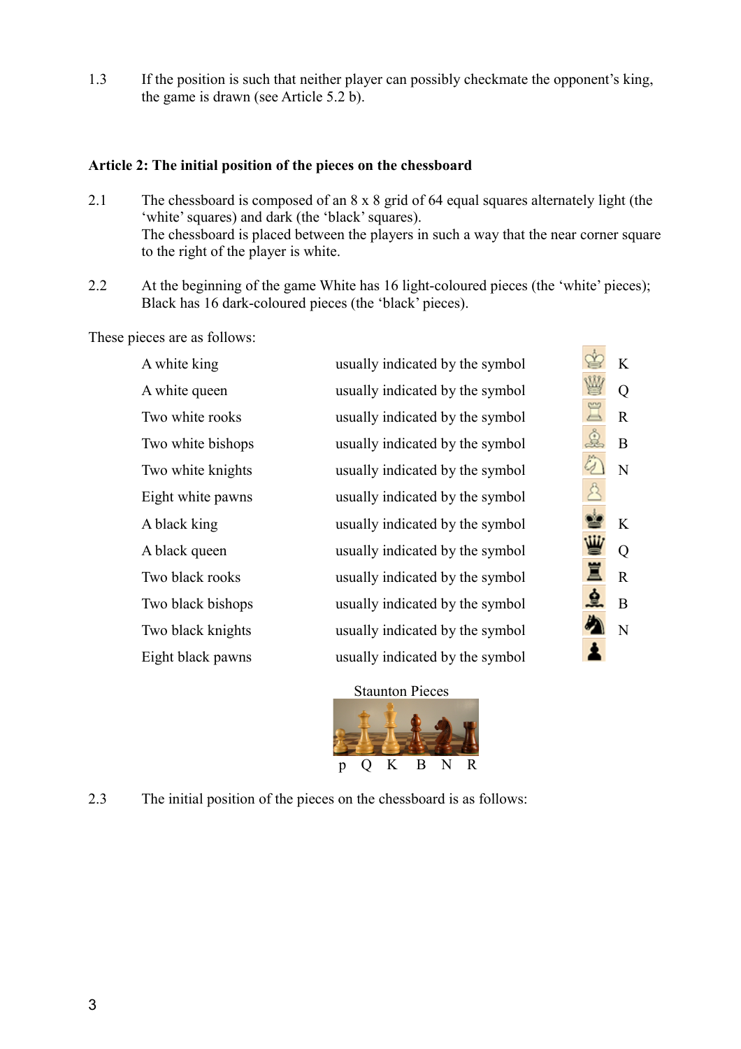1.3 If the position is such that neither player can possibly checkmate the opponent's king, the game is drawn (see Article 5.2 b).

**Article 2: The initial position of the pieces on the chessboard**

2.1 The chessboard is composed of an 8 x 8 grid of 64 equal squares alternately light (the 'white' squares) and dark (the 'black' squares).
The chessboard is placed between the players in such a way that the near corner square to the right of the player is white.

2.2 At the beginning of the game White has 16 light-coloured pieces (the 'white' pieces); Black has 16 dark-coloured pieces (the 'black' pieces).

These pieces are as follows:

| | | | |
|---|---|---|---|
| A white king | usually indicated by the symbol | ♔ | K |
| A white queen | usually indicated by the symbol | ♕ | Q |
| Two white rooks | usually indicated by the symbol | ♖ | R |
| Two white bishops | usually indicated by the symbol | ♗ | B |
| Two white knights | usually indicated by the symbol | ♘ | N |
| Eight white pawns | usually indicated by the symbol | ♙ | |
| A black king | usually indicated by the symbol | ♚ | K |
| A black queen | usually indicated by the symbol | ♛ | Q |
| Two black rooks | usually indicated by the symbol | ♜ | R |
| Two black bishops | usually indicated by the symbol | ♝ | B |
| Two black knights | usually indicated by the symbol | ♞ | N |
| Eight black pawns | usually indicated by the symbol | ♟ | |

Staunton Pieces

p Q K B N R

2.3 The initial position of the pieces on the chessboard is as follows: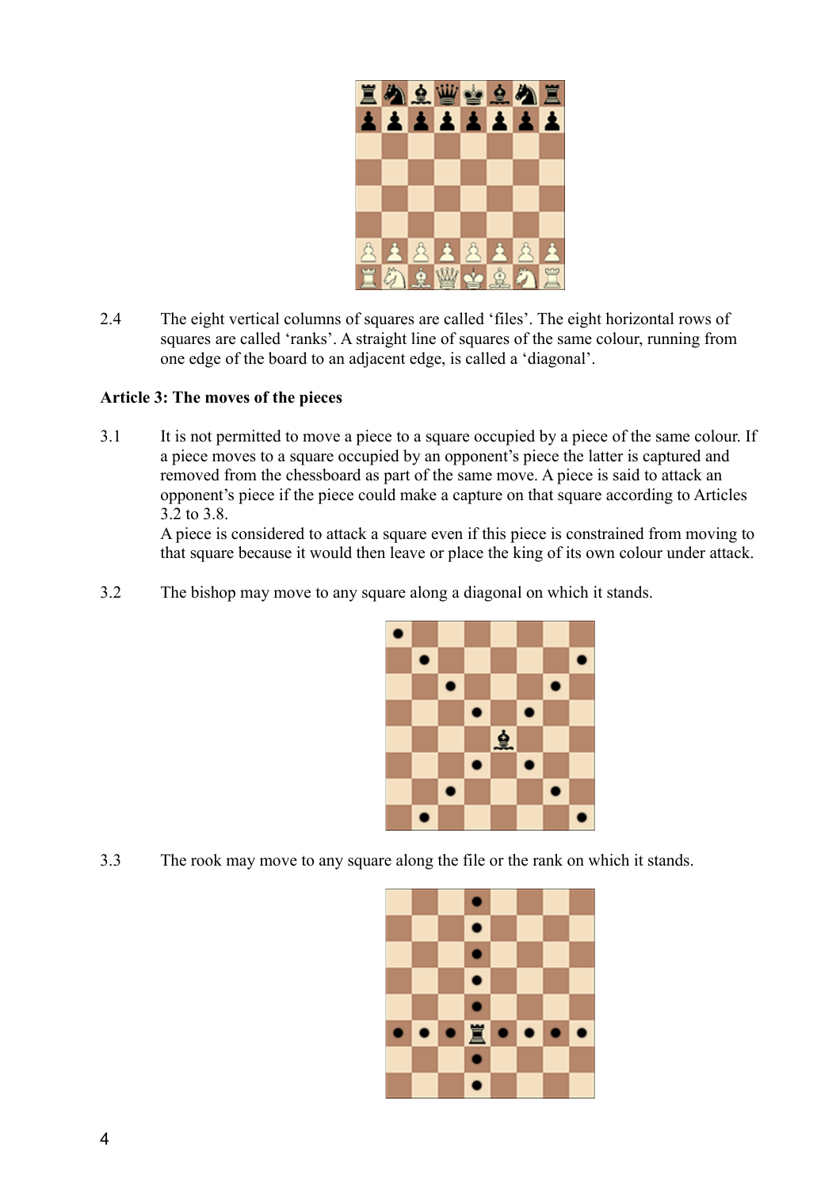2.4 The eight vertical columns of squares are called 'files'. The eight horizontal rows of squares are called 'ranks'. A straight line of squares of the same colour, running from one edge of the board to an adjacent edge, is called a 'diagonal'.

**Article 3: The moves of the pieces**

3.1 It is not permitted to move a piece to a square occupied by a piece of the same colour. If a piece moves to a square occupied by an opponent's piece the latter is captured and removed from the chessboard as part of the same move. A piece is said to attack an opponent's piece if the piece could make a capture on that square according to Articles 3.2 to 3.8.
A piece is considered to attack a square even if this piece is constrained from moving to that square because it would then leave or place the king of its own colour under attack.

3.2 The bishop may move to any square along a diagonal on which it stands.

3.3 The rook may move to any square along the file or the rank on which it stands.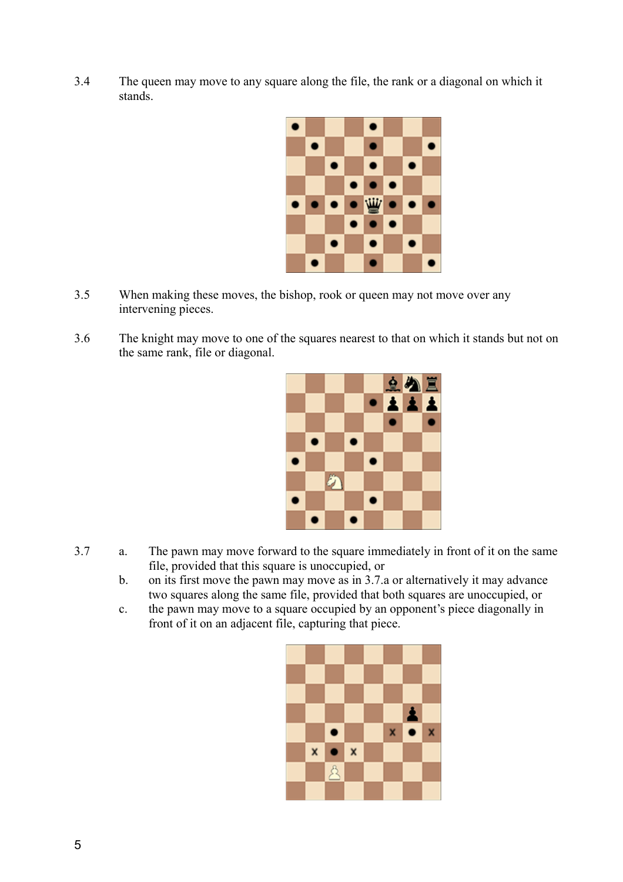3.4 The queen may move to any square along the file, the rank or a diagonal on which it stands.

3.5 When making these moves, the bishop, rook or queen may not move over any intervening pieces.

3.6 The knight may move to one of the squares nearest to that on which it stands but not on the same rank, file or diagonal.

3.7
- a. The pawn may move forward to the square immediately in front of it on the same file, provided that this square is unoccupied, or
- b. on its first move the pawn may move as in 3.7.a or alternatively it may advance two squares along the same file, provided that both squares are unoccupied, or
- c. the pawn may move to a square occupied by an opponent's piece diagonally in front of it on an adjacent file, capturing that piece.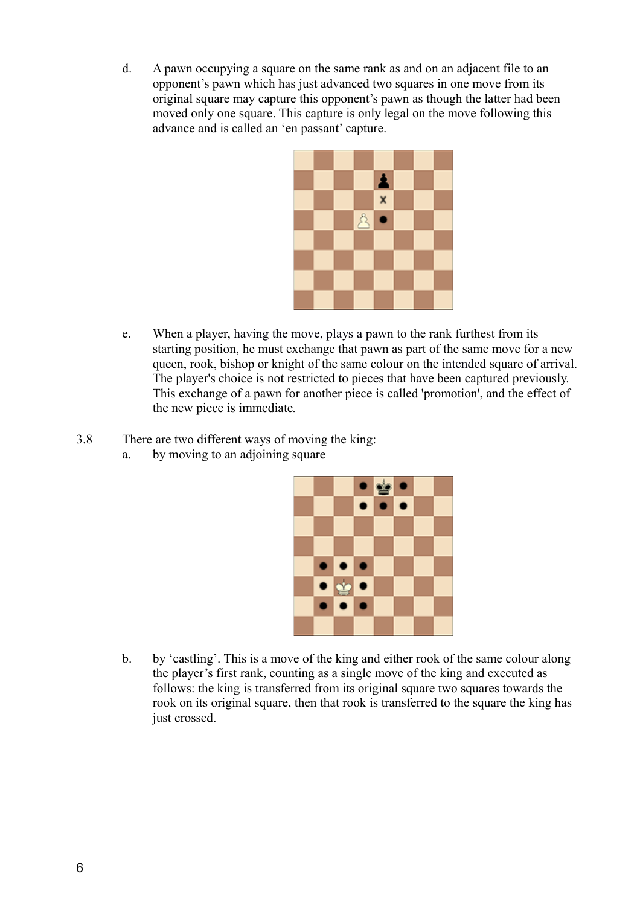d. A pawn occupying a square on the same rank as and on an adjacent file to an opponent's pawn which has just advanced two squares in one move from its original square may capture this opponent's pawn as though the latter had been moved only one square. This capture is only legal on the move following this advance and is called an 'en passant' capture.

e. When a player, having the move, plays a pawn to the rank furthest from its starting position, he must exchange that pawn as part of the same move for a new queen, rook, bishop or knight of the same colour on the intended square of arrival. The player's choice is not restricted to pieces that have been captured previously. This exchange of a pawn for another piece is called 'promotion', and the effect of the new piece is immediate.

3.8 There are two different ways of moving the king:

a. by moving to an adjoining square-

b. by 'castling'. This is a move of the king and either rook of the same colour along the player's first rank, counting as a single move of the king and executed as follows: the king is transferred from its original square two squares towards the rook on its original square, then that rook is transferred to the square the king has just crossed.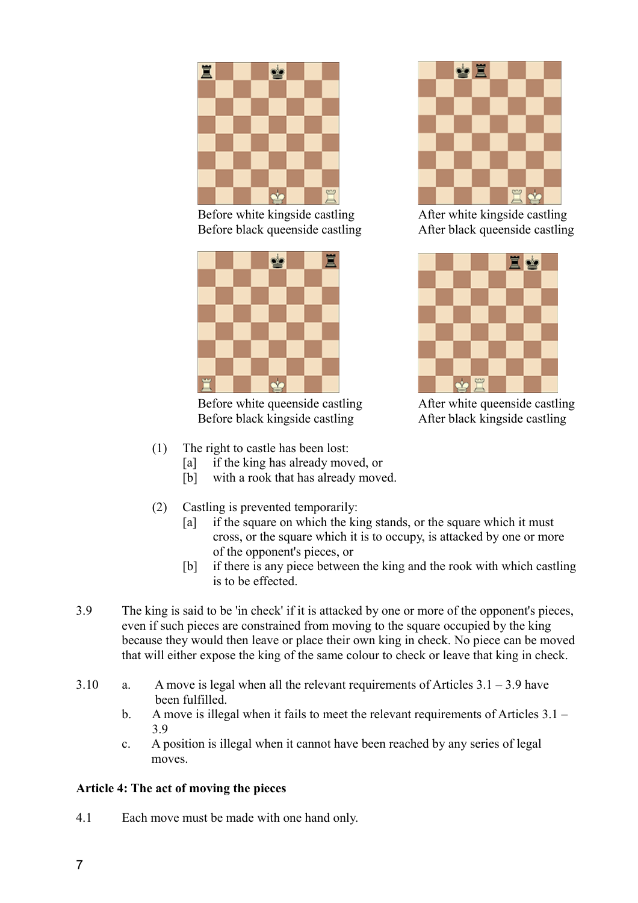Before white kingside castling
Before black queenside castling

After white kingside castling
After black queenside castling

Before white queenside castling
Before black kingside castling

After white queenside castling
After black kingside castling

(1) The right to castle has been lost:
   [a] if the king has already moved, or
   [b] with a rook that has already moved.

(2) Castling is prevented temporarily:
   [a] if the square on which the king stands, or the square which it must cross, or the square which it is to occupy, is attacked by one or more of the opponent's pieces, or
   [b] if there is any piece between the king and the rook with which castling is to be effected.

3.9 The king is said to be 'in check' if it is attacked by one or more of the opponent's pieces, even if such pieces are constrained from moving to the square occupied by the king because they would then leave or place their own king in check. No piece can be moved that will either expose the king of the same colour to check or leave that king in check.

3.10 a. A move is legal when all the relevant requirements of Articles 3.1 – 3.9 have been fulfilled.
   b. A move is illegal when it fails to meet the relevant requirements of Articles 3.1 – 3.9
   c. A position is illegal when it cannot have been reached by any series of legal moves.

**Article 4: The act of moving the pieces**

4.1 Each move must be made with one hand only.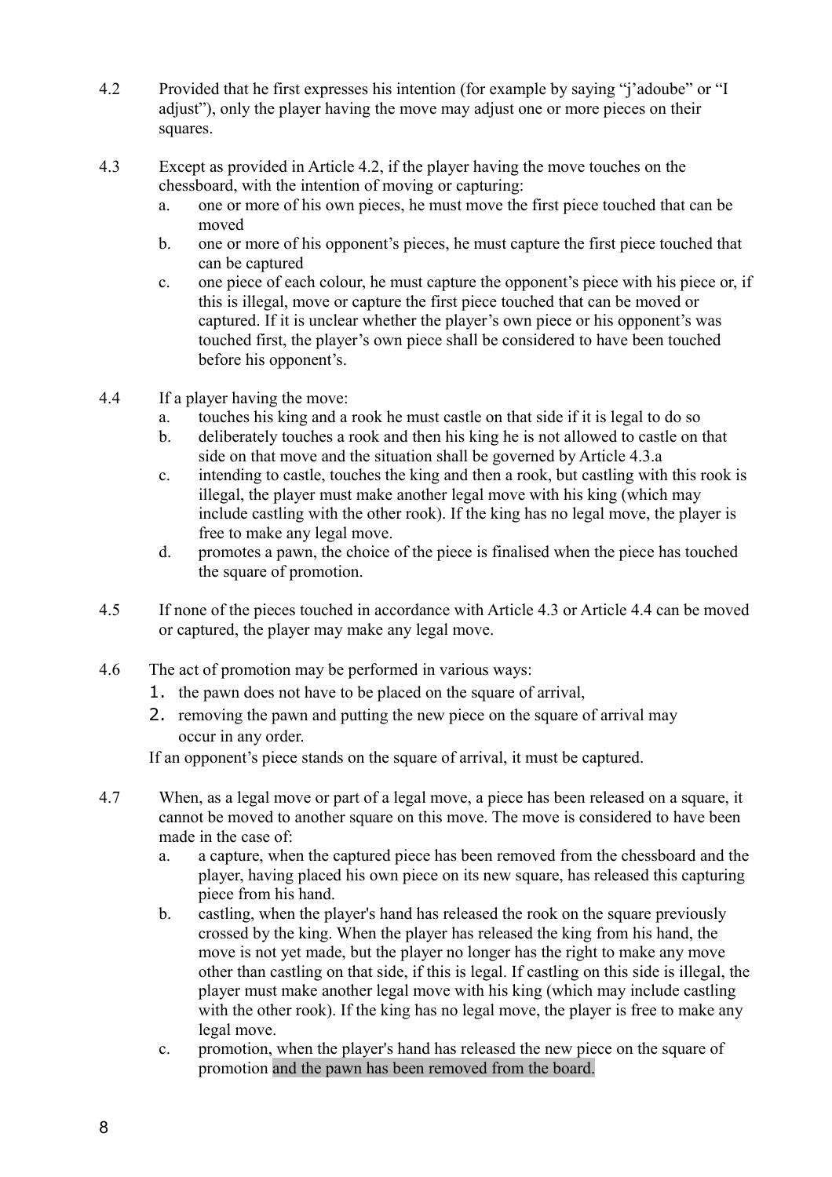4.2 Provided that he first expresses his intention (for example by saying "j'adoube" or "I adjust"), only the player having the move may adjust one or more pieces on their squares.

4.3 Except as provided in Article 4.2, if the player having the move touches on the chessboard, with the intention of moving or capturing:

a. one or more of his own pieces, he must move the first piece touched that can be moved
b. one or more of his opponent's pieces, he must capture the first piece touched that can be captured
c. one piece of each colour, he must capture the opponent's piece with his piece or, if this is illegal, move or capture the first piece touched that can be moved or captured. If it is unclear whether the player's own piece or his opponent's was touched first, the player's own piece shall be considered to have been touched before his opponent's.

4.4 If a player having the move:

a. touches his king and a rook he must castle on that side if it is legal to do so
b. deliberately touches a rook and then his king he is not allowed to castle on that side on that move and the situation shall be governed by Article 4.3.a
c. intending to castle, touches the king and then a rook, but castling with this rook is illegal, the player must make another legal move with his king (which may include castling with the other rook). If the king has no legal move, the player is free to make any legal move.
d. promotes a pawn, the choice of the piece is finalised when the piece has touched the square of promotion.

4.5 If none of the pieces touched in accordance with Article 4.3 or Article 4.4 can be moved or captured, the player may make any legal move.

4.6 The act of promotion may be performed in various ways:

1. the pawn does not have to be placed on the square of arrival,
2. removing the pawn and putting the new piece on the square of arrival may occur in any order.

If an opponent's piece stands on the square of arrival, it must be captured.

4.7 When, as a legal move or part of a legal move, a piece has been released on a square, it cannot be moved to another square on this move. The move is considered to have been made in the case of:

a. a capture, when the captured piece has been removed from the chessboard and the player, having placed his own piece on its new square, has released this capturing piece from his hand.
b. castling, when the player's hand has released the rook on the square previously crossed by the king. When the player has released the king from his hand, the move is not yet made, but the player no longer has the right to make any move other than castling on that side, if this is legal. If castling on this side is illegal, the player must make another legal move with his king (which may include castling with the other rook). If the king has no legal move, the player is free to make any legal move.
c. promotion, when the player's hand has released the new piece on the square of promotion and the pawn has been removed from the board.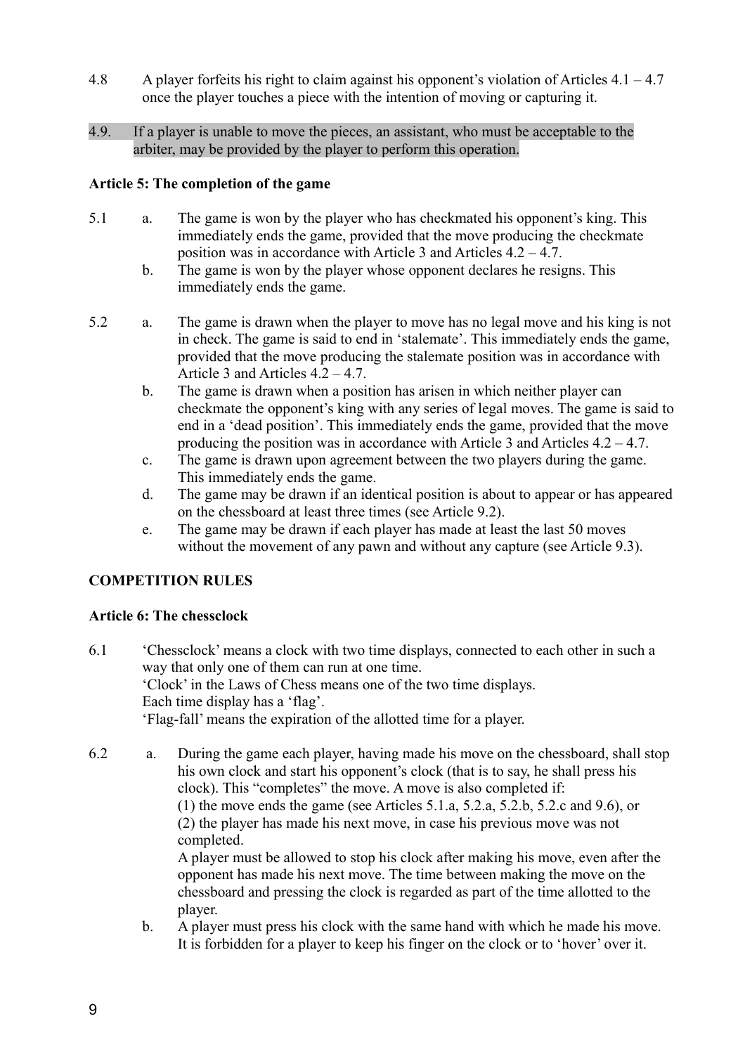4.8 A player forfeits his right to claim against his opponent's violation of Articles 4.1 – 4.7 once the player touches a piece with the intention of moving or capturing it.

4.9. If a player is unable to move the pieces, an assistant, who must be acceptable to the arbiter, may be provided by the player to perform this operation.

**Article 5: The completion of the game**

5.1

a. The game is won by the player who has checkmated his opponent's king. This immediately ends the game, provided that the move producing the checkmate position was in accordance with Article 3 and Articles 4.2 – 4.7.

b. The game is won by the player whose opponent declares he resigns. This immediately ends the game.

5.2

a. The game is drawn when the player to move has no legal move and his king is not in check. The game is said to end in 'stalemate'. This immediately ends the game, provided that the move producing the stalemate position was in accordance with Article 3 and Articles 4.2 – 4.7.

b. The game is drawn when a position has arisen in which neither player can checkmate the opponent's king with any series of legal moves. The game is said to end in a 'dead position'. This immediately ends the game, provided that the move producing the position was in accordance with Article 3 and Articles 4.2 – 4.7.

c. The game is drawn upon agreement between the two players during the game. This immediately ends the game.

d. The game may be drawn if an identical position is about to appear or has appeared on the chessboard at least three times (see Article 9.2).

e. The game may be drawn if each player has made at least the last 50 moves without the movement of any pawn and without any capture (see Article 9.3).

**COMPETITION RULES**

**Article 6: The chessclock**

6.1 'Chessclock' means a clock with two time displays, connected to each other in such a way that only one of them can run at one time.
'Clock' in the Laws of Chess means one of the two time displays.
Each time display has a 'flag'.
'Flag-fall' means the expiration of the allotted time for a player.

6.2

a. During the game each player, having made his move on the chessboard, shall stop his own clock and start his opponent's clock (that is to say, he shall press his clock). This "completes" the move. A move is also completed if:
(1) the move ends the game (see Articles 5.1.a, 5.2.a, 5.2.b, 5.2.c and 9.6), or
(2) the player has made his next move, in case his previous move was not completed.
A player must be allowed to stop his clock after making his move, even after the opponent has made his next move. The time between making the move on the chessboard and pressing the clock is regarded as part of the time allotted to the player.

b. A player must press his clock with the same hand with which he made his move. It is forbidden for a player to keep his finger on the clock or to 'hover' over it.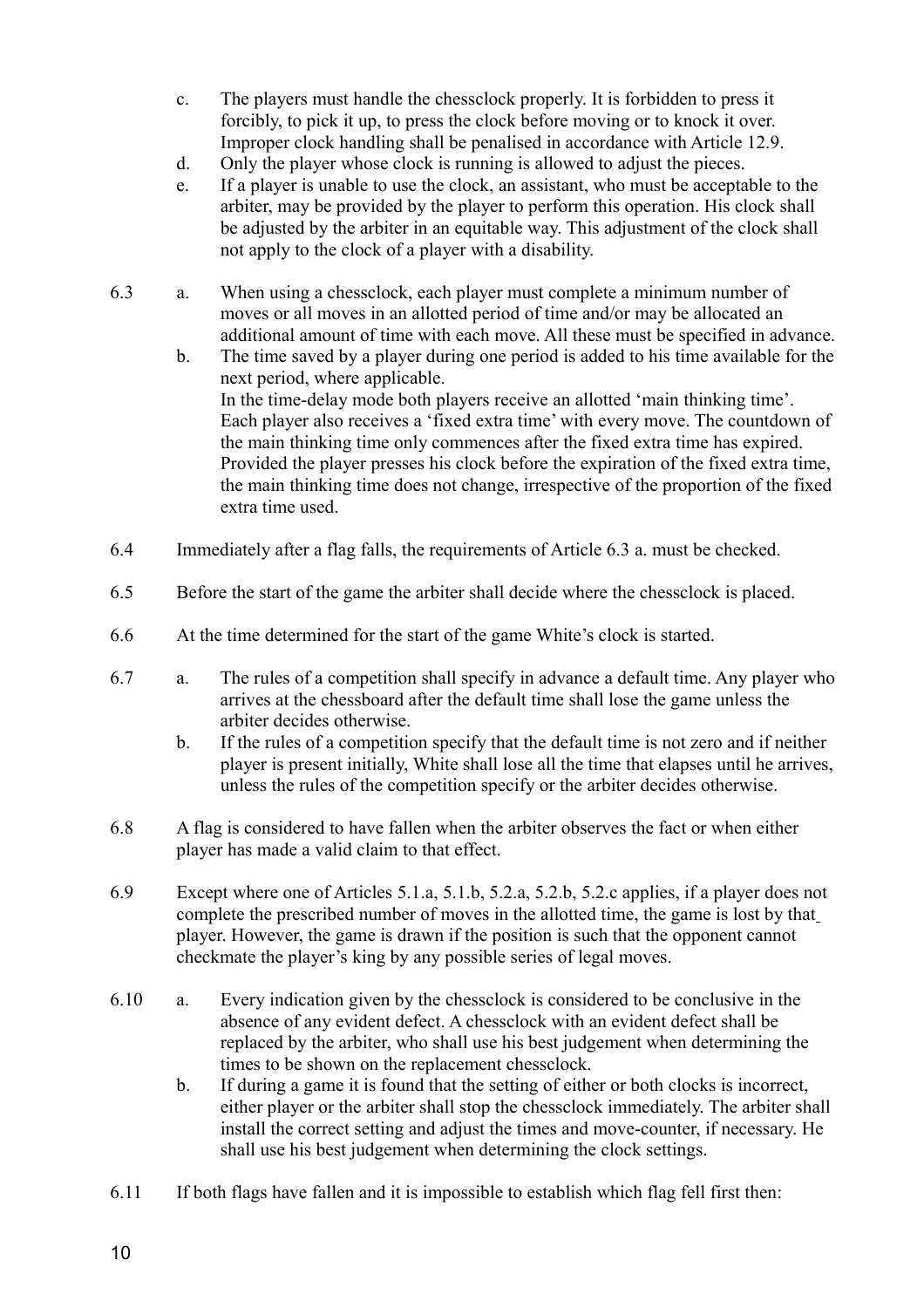c. The players must handle the chessclock properly. It is forbidden to press it forcibly, to pick it up, to press the clock before moving or to knock it over. Improper clock handling shall be penalised in accordance with Article 12.9.

d. Only the player whose clock is running is allowed to adjust the pieces.

e. If a player is unable to use the clock, an assistant, who must be acceptable to the arbiter, may be provided by the player to perform this operation. His clock shall be adjusted by the arbiter in an equitable way. This adjustment of the clock shall not apply to the clock of a player with a disability.

6.3 a. When using a chessclock, each player must complete a minimum number of moves or all moves in an allotted period of time and/or may be allocated an additional amount of time with each move. All these must be specified in advance.

b. The time saved by a player during one period is added to his time available for the next period, where applicable.
In the time-delay mode both players receive an allotted 'main thinking time'. Each player also receives a 'fixed extra time' with every move. The countdown of the main thinking time only commences after the fixed extra time has expired. Provided the player presses his clock before the expiration of the fixed extra time, the main thinking time does not change, irrespective of the proportion of the fixed extra time used.

6.4 Immediately after a flag falls, the requirements of Article 6.3 a. must be checked.

6.5 Before the start of the game the arbiter shall decide where the chessclock is placed.

6.6 At the time determined for the start of the game White's clock is started.

6.7 a. The rules of a competition shall specify in advance a default time. Any player who arrives at the chessboard after the default time shall lose the game unless the arbiter decides otherwise.

b. If the rules of a competition specify that the default time is not zero and if neither player is present initially, White shall lose all the time that elapses until he arrives, unless the rules of the competition specify or the arbiter decides otherwise.

6.8 A flag is considered to have fallen when the arbiter observes the fact or when either player has made a valid claim to that effect.

6.9 Except where one of Articles 5.1.a, 5.1.b, 5.2.a, 5.2.b, 5.2.c applies, if a player does not complete the prescribed number of moves in the allotted time, the game is lost by that player. However, the game is drawn if the position is such that the opponent cannot checkmate the player's king by any possible series of legal moves.

6.10 a. Every indication given by the chessclock is considered to be conclusive in the absence of any evident defect. A chessclock with an evident defect shall be replaced by the arbiter, who shall use his best judgement when determining the times to be shown on the replacement chessclock.

b. If during a game it is found that the setting of either or both clocks is incorrect, either player or the arbiter shall stop the chessclock immediately. The arbiter shall install the correct setting and adjust the times and move-counter, if necessary. He shall use his best judgement when determining the clock settings.

6.11 If both flags have fallen and it is impossible to establish which flag fell first then: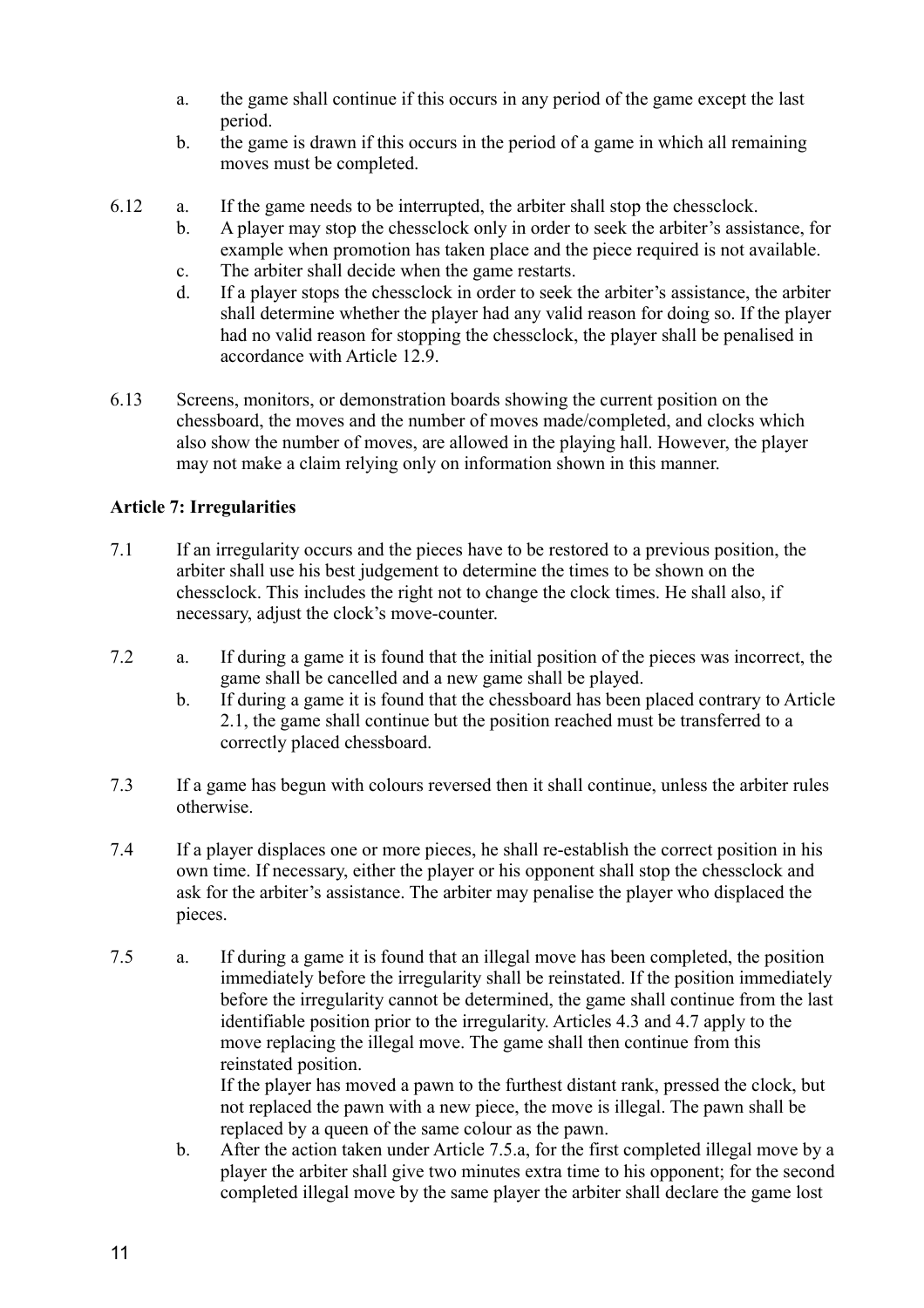a. the game shall continue if this occurs in any period of the game except the last period.
b. the game is drawn if this occurs in the period of a game in which all remaining moves must be completed.

6.12 a. If the game needs to be interrupted, the arbiter shall stop the chessclock.
b. A player may stop the chessclock only in order to seek the arbiter's assistance, for example when promotion has taken place and the piece required is not available.
c. The arbiter shall decide when the game restarts.
d. If a player stops the chessclock in order to seek the arbiter's assistance, the arbiter shall determine whether the player had any valid reason for doing so. If the player had no valid reason for stopping the chessclock, the player shall be penalised in accordance with Article 12.9.

6.13 Screens, monitors, or demonstration boards showing the current position on the chessboard, the moves and the number of moves made/completed, and clocks which also show the number of moves, are allowed in the playing hall. However, the player may not make a claim relying only on information shown in this manner.

**Article 7: Irregularities**

7.1 If an irregularity occurs and the pieces have to be restored to a previous position, the arbiter shall use his best judgement to determine the times to be shown on the chessclock. This includes the right not to change the clock times. He shall also, if necessary, adjust the clock's move-counter.

7.2 a. If during a game it is found that the initial position of the pieces was incorrect, the game shall be cancelled and a new game shall be played.
b. If during a game it is found that the chessboard has been placed contrary to Article 2.1, the game shall continue but the position reached must be transferred to a correctly placed chessboard.

7.3 If a game has begun with colours reversed then it shall continue, unless the arbiter rules otherwise.

7.4 If a player displaces one or more pieces, he shall re-establish the correct position in his own time. If necessary, either the player or his opponent shall stop the chessclock and ask for the arbiter's assistance. The arbiter may penalise the player who displaced the pieces.

7.5 a. If during a game it is found that an illegal move has been completed, the position immediately before the irregularity shall be reinstated. If the position immediately before the irregularity cannot be determined, the game shall continue from the last identifiable position prior to the irregularity. Articles 4.3 and 4.7 apply to the move replacing the illegal move. The game shall then continue from this reinstated position.
If the player has moved a pawn to the furthest distant rank, pressed the clock, but not replaced the pawn with a new piece, the move is illegal. The pawn shall be replaced by a queen of the same colour as the pawn.
b. After the action taken under Article 7.5.a, for the first completed illegal move by a player the arbiter shall give two minutes extra time to his opponent; for the second completed illegal move by the same player the arbiter shall declare the game lost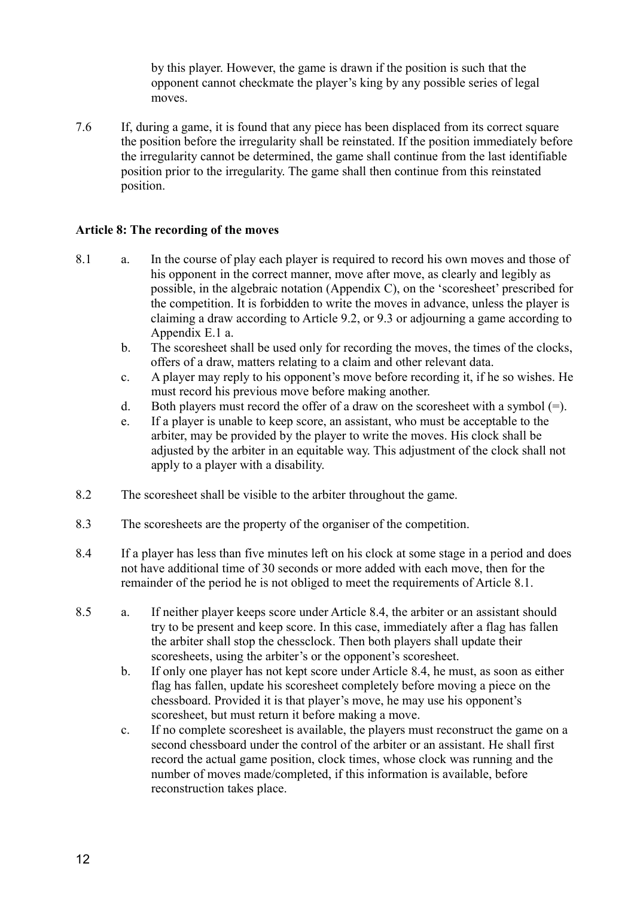by this player. However, the game is drawn if the position is such that the opponent cannot checkmate the player's king by any possible series of legal moves.

7.6 If, during a game, it is found that any piece has been displaced from its correct square the position before the irregularity shall be reinstated. If the position immediately before the irregularity cannot be determined, the game shall continue from the last identifiable position prior to the irregularity. The game shall then continue from this reinstated position.

**Article 8: The recording of the moves**

8.1
 a. In the course of play each player is required to record his own moves and those of his opponent in the correct manner, move after move, as clearly and legibly as possible, in the algebraic notation (Appendix C), on the 'scoresheet' prescribed for the competition. It is forbidden to write the moves in advance, unless the player is claiming a draw according to Article 9.2, or 9.3 or adjourning a game according to Appendix E.1 a.
 b. The scoresheet shall be used only for recording the moves, the times of the clocks, offers of a draw, matters relating to a claim and other relevant data.
 c. A player may reply to his opponent's move before recording it, if he so wishes. He must record his previous move before making another.
 d. Both players must record the offer of a draw on the scoresheet with a symbol (=).
 e. If a player is unable to keep score, an assistant, who must be acceptable to the arbiter, may be provided by the player to write the moves. His clock shall be adjusted by the arbiter in an equitable way. This adjustment of the clock shall not apply to a player with a disability.

8.2 The scoresheet shall be visible to the arbiter throughout the game.

8.3 The scoresheets are the property of the organiser of the competition.

8.4 If a player has less than five minutes left on his clock at some stage in a period and does not have additional time of 30 seconds or more added with each move, then for the remainder of the period he is not obliged to meet the requirements of Article 8.1.

8.5
 a. If neither player keeps score under Article 8.4, the arbiter or an assistant should try to be present and keep score. In this case, immediately after a flag has fallen the arbiter shall stop the chessclock. Then both players shall update their scoresheets, using the arbiter's or the opponent's scoresheet.
 b. If only one player has not kept score under Article 8.4, he must, as soon as either flag has fallen, update his scoresheet completely before moving a piece on the chessboard. Provided it is that player's move, he may use his opponent's scoresheet, but must return it before making a move.
 c. If no complete scoresheet is available, the players must reconstruct the game on a second chessboard under the control of the arbiter or an assistant. He shall first record the actual game position, clock times, whose clock was running and the number of moves made/completed, if this information is available, before reconstruction takes place.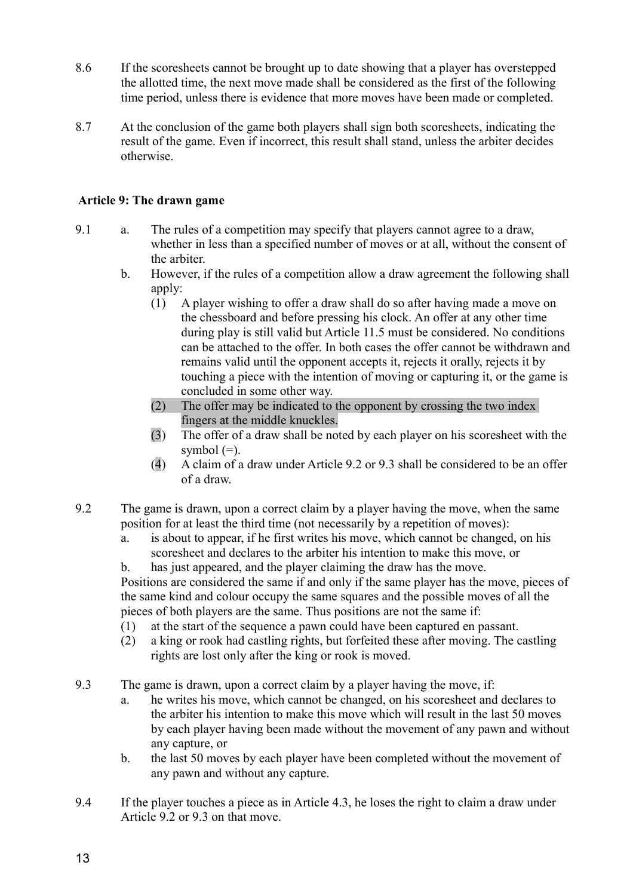8.6 If the scoresheets cannot be brought up to date showing that a player has overstepped the allotted time, the next move made shall be considered as the first of the following time period, unless there is evidence that more moves have been made or completed.

8.7 At the conclusion of the game both players shall sign both scoresheets, indicating the result of the game. Even if incorrect, this result shall stand, unless the arbiter decides otherwise.

**Article 9: The drawn game**

9.1 a. The rules of a competition may specify that players cannot agree to a draw, whether in less than a specified number of moves or at all, without the consent of the arbiter.

b. However, if the rules of a competition allow a draw agreement the following shall apply:

(1) A player wishing to offer a draw shall do so after having made a move on the chessboard and before pressing his clock. An offer at any other time during play is still valid but Article 11.5 must be considered. No conditions can be attached to the offer. In both cases the offer cannot be withdrawn and remains valid until the opponent accepts it, rejects it orally, rejects it by touching a piece with the intention of moving or capturing it, or the game is concluded in some other way.

(2) The offer may be indicated to the opponent by crossing the two index fingers at the middle knuckles.

(3) The offer of a draw shall be noted by each player on his scoresheet with the symbol (=).

(4) A claim of a draw under Article 9.2 or 9.3 shall be considered to be an offer of a draw.

9.2 The game is drawn, upon a correct claim by a player having the move, when the same position for at least the third time (not necessarily by a repetition of moves):

a. is about to appear, if he first writes his move, which cannot be changed, on his scoresheet and declares to the arbiter his intention to make this move, or

b. has just appeared, and the player claiming the draw has the move.

Positions are considered the same if and only if the same player has the move, pieces of the same kind and colour occupy the same squares and the possible moves of all the pieces of both players are the same. Thus positions are not the same if:

(1) at the start of the sequence a pawn could have been captured en passant.

(2) a king or rook had castling rights, but forfeited these after moving. The castling rights are lost only after the king or rook is moved.

9.3 The game is drawn, upon a correct claim by a player having the move, if:

a. he writes his move, which cannot be changed, on his scoresheet and declares to the arbiter his intention to make this move which will result in the last 50 moves by each player having been made without the movement of any pawn and without any capture, or

b. the last 50 moves by each player have been completed without the movement of any pawn and without any capture.

9.4 If the player touches a piece as in Article 4.3, he loses the right to claim a draw under Article 9.2 or 9.3 on that move.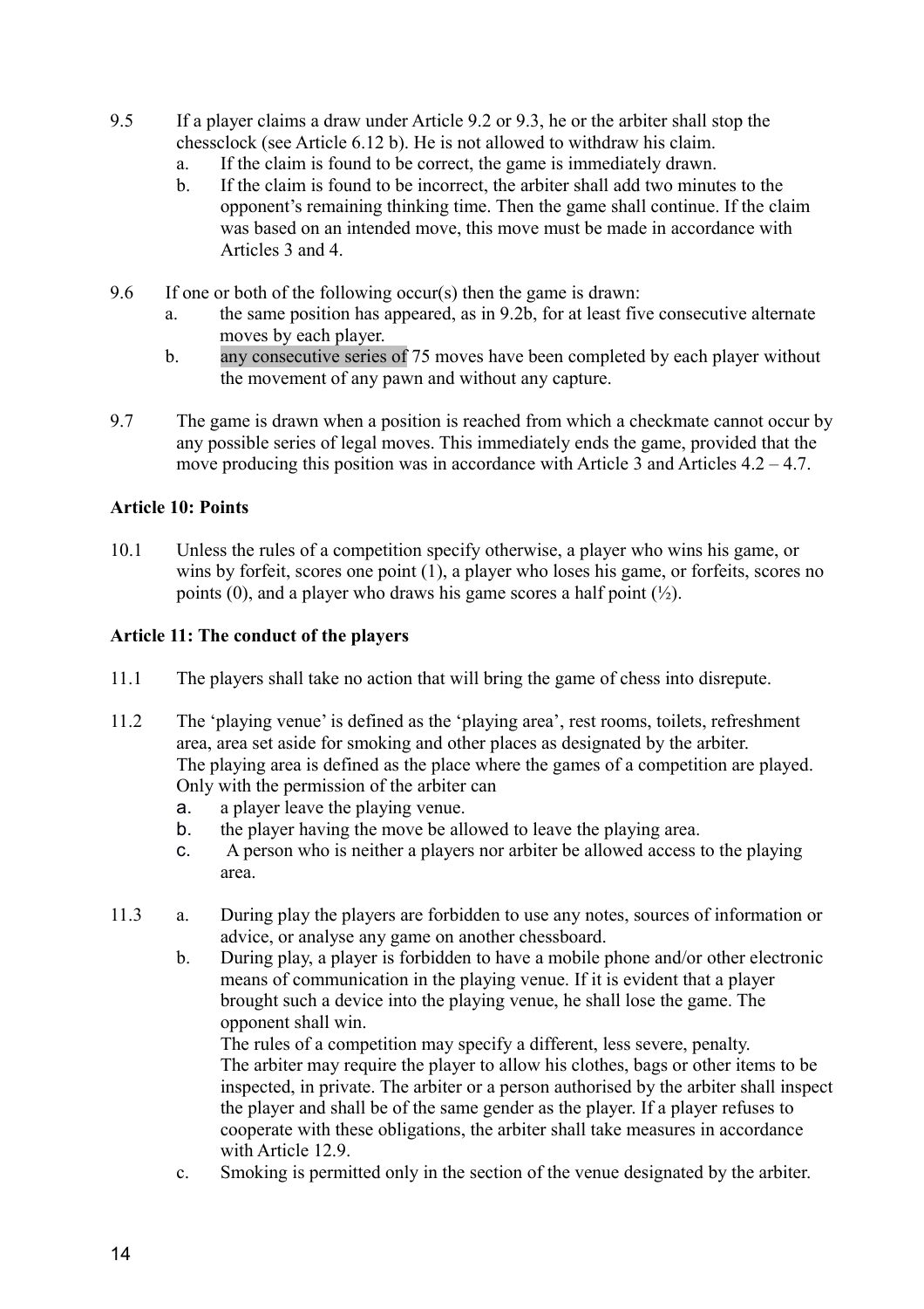9.5 If a player claims a draw under Article 9.2 or 9.3, he or the arbiter shall stop the chessclock (see Article 6.12 b). He is not allowed to withdraw his claim.

   a. If the claim is found to be correct, the game is immediately drawn.
   b. If the claim is found to be incorrect, the arbiter shall add two minutes to the opponent's remaining thinking time. Then the game shall continue. If the claim was based on an intended move, this move must be made in accordance with Articles 3 and 4.

9.6 If one or both of the following occur(s) then the game is drawn:

   a. the same position has appeared, as in 9.2b, for at least five consecutive alternate moves by each player.
   b. any consecutive series of 75 moves have been completed by each player without the movement of any pawn and without any capture.

9.7 The game is drawn when a position is reached from which a checkmate cannot occur by any possible series of legal moves. This immediately ends the game, provided that the move producing this position was in accordance with Article 3 and Articles 4.2 – 4.7.

**Article 10: Points**

10.1 Unless the rules of a competition specify otherwise, a player who wins his game, or wins by forfeit, scores one point (1), a player who loses his game, or forfeits, scores no points (0), and a player who draws his game scores a half point (½).

**Article 11: The conduct of the players**

11.1 The players shall take no action that will bring the game of chess into disrepute.

11.2 The 'playing venue' is defined as the 'playing area', rest rooms, toilets, refreshment area, area set aside for smoking and other places as designated by the arbiter. The playing area is defined as the place where the games of a competition are played. Only with the permission of the arbiter can

   a. a player leave the playing venue.
   b. the player having the move be allowed to leave the playing area.
   c. A person who is neither a players nor arbiter be allowed access to the playing area.

11.3 a. During play the players are forbidden to use any notes, sources of information or advice, or analyse any game on another chessboard.

   b. During play, a player is forbidden to have a mobile phone and/or other electronic means of communication in the playing venue. If it is evident that a player brought such a device into the playing venue, he shall lose the game. The opponent shall win.
   The rules of a competition may specify a different, less severe, penalty.
   The arbiter may require the player to allow his clothes, bags or other items to be inspected, in private. The arbiter or a person authorised by the arbiter shall inspect the player and shall be of the same gender as the player. If a player refuses to cooperate with these obligations, the arbiter shall take measures in accordance with Article 12.9.
   c. Smoking is permitted only in the section of the venue designated by the arbiter.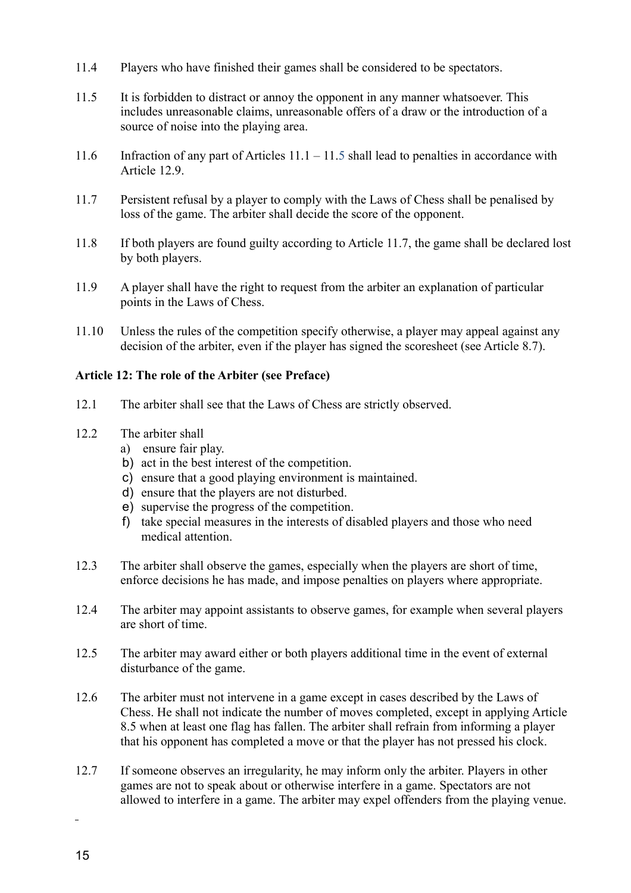11.4 Players who have finished their games shall be considered to be spectators.

11.5 It is forbidden to distract or annoy the opponent in any manner whatsoever. This includes unreasonable claims, unreasonable offers of a draw or the introduction of a source of noise into the playing area.

11.6 Infraction of any part of Articles 11.1 – 11.5 shall lead to penalties in accordance with Article 12.9.

11.7 Persistent refusal by a player to comply with the Laws of Chess shall be penalised by loss of the game. The arbiter shall decide the score of the opponent.

11.8 If both players are found guilty according to Article 11.7, the game shall be declared lost by both players.

11.9 A player shall have the right to request from the arbiter an explanation of particular points in the Laws of Chess.

11.10 Unless the rules of the competition specify otherwise, a player may appeal against any decision of the arbiter, even if the player has signed the scoresheet (see Article 8.7).

**Article 12: The role of the Arbiter (see Preface)**

12.1 The arbiter shall see that the Laws of Chess are strictly observed.

12.2 The arbiter shall

a) ensure fair play.
b) act in the best interest of the competition.
c) ensure that a good playing environment is maintained.
d) ensure that the players are not disturbed.
e) supervise the progress of the competition.
f) take special measures in the interests of disabled players and those who need medical attention.

12.3 The arbiter shall observe the games, especially when the players are short of time, enforce decisions he has made, and impose penalties on players where appropriate.

12.4 The arbiter may appoint assistants to observe games, for example when several players are short of time.

12.5 The arbiter may award either or both players additional time in the event of external disturbance of the game.

12.6 The arbiter must not intervene in a game except in cases described by the Laws of Chess. He shall not indicate the number of moves completed, except in applying Article 8.5 when at least one flag has fallen. The arbiter shall refrain from informing a player that his opponent has completed a move or that the player has not pressed his clock.

12.7 If someone observes an irregularity, he may inform only the arbiter. Players in other games are not to speak about or otherwise interfere in a game. Spectators are not allowed to interfere in a game. The arbiter may expel offenders from the playing venue.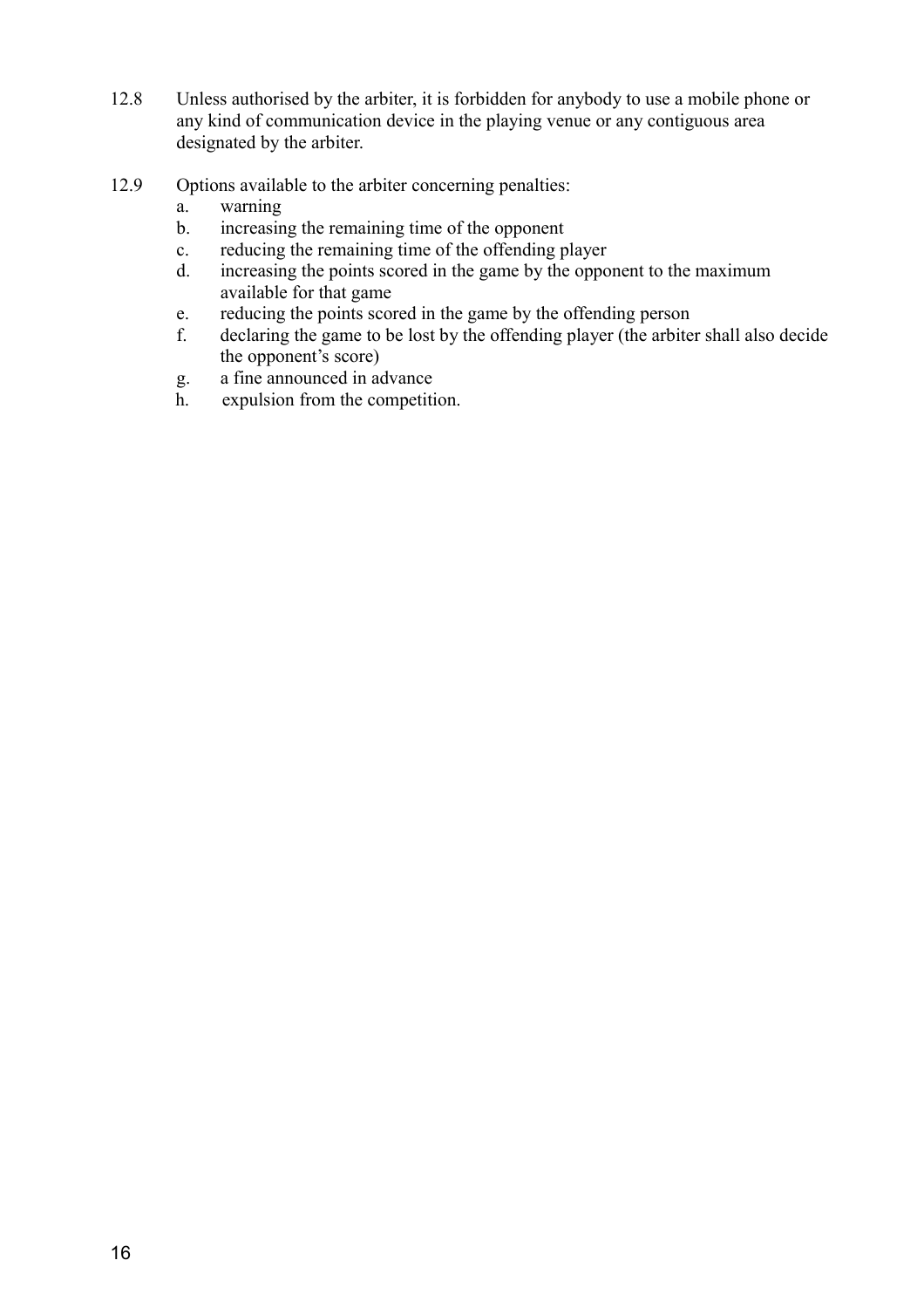12.8 Unless authorised by the arbiter, it is forbidden for anybody to use a mobile phone or any kind of communication device in the playing venue or any contiguous area designated by the arbiter.

12.9 Options available to the arbiter concerning penalties:

a. warning
b. increasing the remaining time of the opponent
c. reducing the remaining time of the offending player
d. increasing the points scored in the game by the opponent to the maximum available for that game
e. reducing the points scored in the game by the offending person
f. declaring the game to be lost by the offending player (the arbiter shall also decide the opponent's score)
g. a fine announced in advance
h. expulsion from the competition.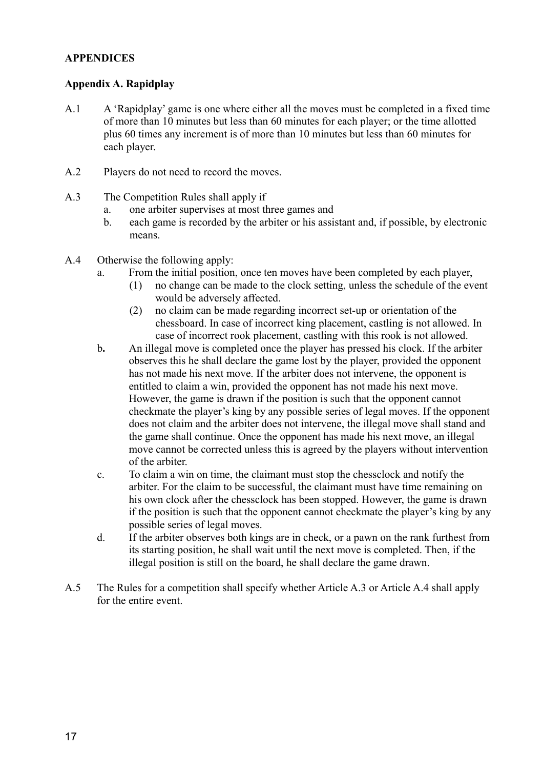# APPENDICES

## Appendix A. Rapidplay

A.1 A 'Rapidplay' game is one where either all the moves must be completed in a fixed time of more than 10 minutes but less than 60 minutes for each player; or the time allotted plus 60 times any increment is of more than 10 minutes but less than 60 minutes for each player.

A.2 Players do not need to record the moves.

A.3 The Competition Rules shall apply if

- a. one arbiter supervises at most three games and
- b. each game is recorded by the arbiter or his assistant and, if possible, by electronic means.

A.4 Otherwise the following apply:

- a. From the initial position, once ten moves have been completed by each player,
  - (1) no change can be made to the clock setting, unless the schedule of the event would be adversely affected.
  - (2) no claim can be made regarding incorrect set-up or orientation of the chessboard. In case of incorrect king placement, castling is not allowed. In case of incorrect rook placement, castling with this rook is not allowed.
- **b.** An illegal move is completed once the player has pressed his clock. If the arbiter observes this he shall declare the game lost by the player, provided the opponent has not made his next move. If the arbiter does not intervene, the opponent is entitled to claim a win, provided the opponent has not made his next move. However, the game is drawn if the position is such that the opponent cannot checkmate the player's king by any possible series of legal moves. If the opponent does not claim and the arbiter does not intervene, the illegal move shall stand and the game shall continue. Once the opponent has made his next move, an illegal move cannot be corrected unless this is agreed by the players without intervention of the arbiter.
- c. To claim a win on time, the claimant must stop the chessclock and notify the arbiter. For the claim to be successful, the claimant must have time remaining on his own clock after the chessclock has been stopped. However, the game is drawn if the position is such that the opponent cannot checkmate the player's king by any possible series of legal moves.
- d. If the arbiter observes both kings are in check, or a pawn on the rank furthest from its starting position, he shall wait until the next move is completed. Then, if the illegal position is still on the board, he shall declare the game drawn.

A.5 The Rules for a competition shall specify whether Article A.3 or Article A.4 shall apply for the entire event.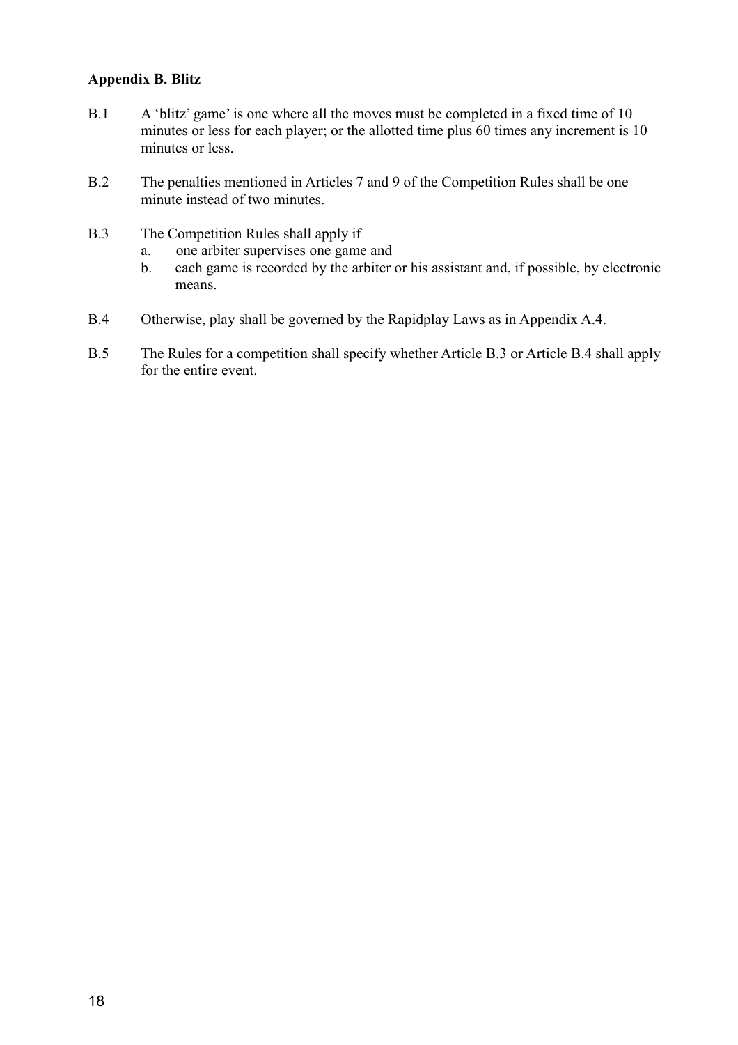## Appendix B. Blitz

B.1 A 'blitz' game' is one where all the moves must be completed in a fixed time of 10 minutes or less for each player; or the allotted time plus 60 times any increment is 10 minutes or less.

B.2 The penalties mentioned in Articles 7 and 9 of the Competition Rules shall be one minute instead of two minutes.

B.3 The Competition Rules shall apply if
   a. one arbiter supervises one game and
   b. each game is recorded by the arbiter or his assistant and, if possible, by electronic means.

B.4 Otherwise, play shall be governed by the Rapidplay Laws as in Appendix A.4.

B.5 The Rules for a competition shall specify whether Article B.3 or Article B.4 shall apply for the entire event.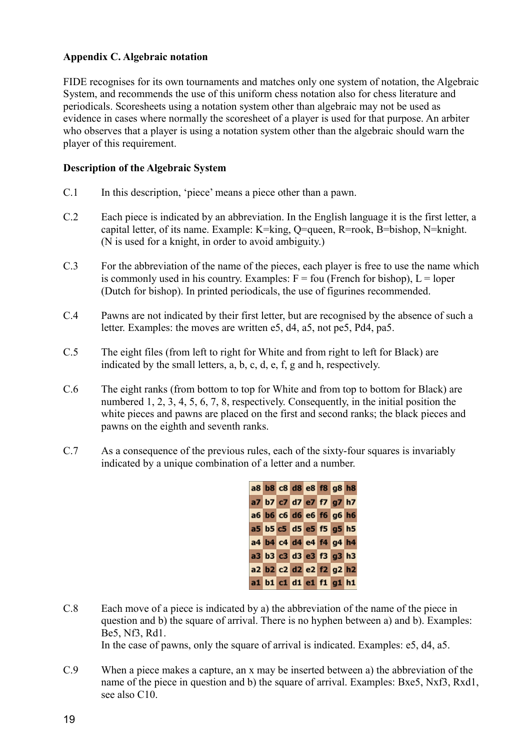**Appendix C. Algebraic notation**

FIDE recognises for its own tournaments and matches only one system of notation, the Algebraic System, and recommends the use of this uniform chess notation also for chess literature and periodicals. Scoresheets using a notation system other than algebraic may not be used as evidence in cases where normally the scoresheet of a player is used for that purpose. An arbiter who observes that a player is using a notation system other than the algebraic should warn the player of this requirement.

**Description of the Algebraic System**

C.1 In this description, 'piece' means a piece other than a pawn.

C.2 Each piece is indicated by an abbreviation. In the English language it is the first letter, a capital letter, of its name. Example: K=king, Q=queen, R=rook, B=bishop, N=knight. (N is used for a knight, in order to avoid ambiguity.)

C.3 For the abbreviation of the name of the pieces, each player is free to use the name which is commonly used in his country. Examples: F = fou (French for bishop), L = loper (Dutch for bishop). In printed periodicals, the use of figurines recommended.

C.4 Pawns are not indicated by their first letter, but are recognised by the absence of such a letter. Examples: the moves are written e5, d4, a5, not pe5, Pd4, pa5.

C.5 The eight files (from left to right for White and from right to left for Black) are indicated by the small letters, a, b, c, d, e, f, g and h, respectively.

C.6 The eight ranks (from bottom to top for White and from top to bottom for Black) are numbered 1, 2, 3, 4, 5, 6, 7, 8, respectively. Consequently, in the initial position the white pieces and pawns are placed on the first and second ranks; the black pieces and pawns on the eighth and seventh ranks.

C.7 As a consequence of the previous rules, each of the sixty-four squares is invariably indicated by a unique combination of a letter and a number.

| a8 | b8 | c8 | d8 | e8 | f8 | g8 | h8 |
|---|---|---|---|---|---|---|---|
| a7 | b7 | c7 | d7 | e7 | f7 | g7 | h7 |
| a6 | b6 | c6 | d6 | e6 | f6 | g6 | h6 |
| a5 | b5 | c5 | d5 | e5 | f5 | g5 | h5 |
| a4 | b4 | c4 | d4 | e4 | f4 | g4 | h4 |
| a3 | b3 | c3 | d3 | e3 | f3 | g3 | h3 |
| a2 | b2 | c2 | d2 | e2 | f2 | g2 | h2 |
| a1 | b1 | c1 | d1 | e1 | f1 | g1 | h1 |

C.8 Each move of a piece is indicated by a) the abbreviation of the name of the piece in question and b) the square of arrival. There is no hyphen between a) and b). Examples: Be5, Nf3, Rd1.
In the case of pawns, only the square of arrival is indicated. Examples: e5, d4, a5.

C.9 When a piece makes a capture, an x may be inserted between a) the abbreviation of the name of the piece in question and b) the square of arrival. Examples: Bxe5, Nxf3, Rxd1, see also C10.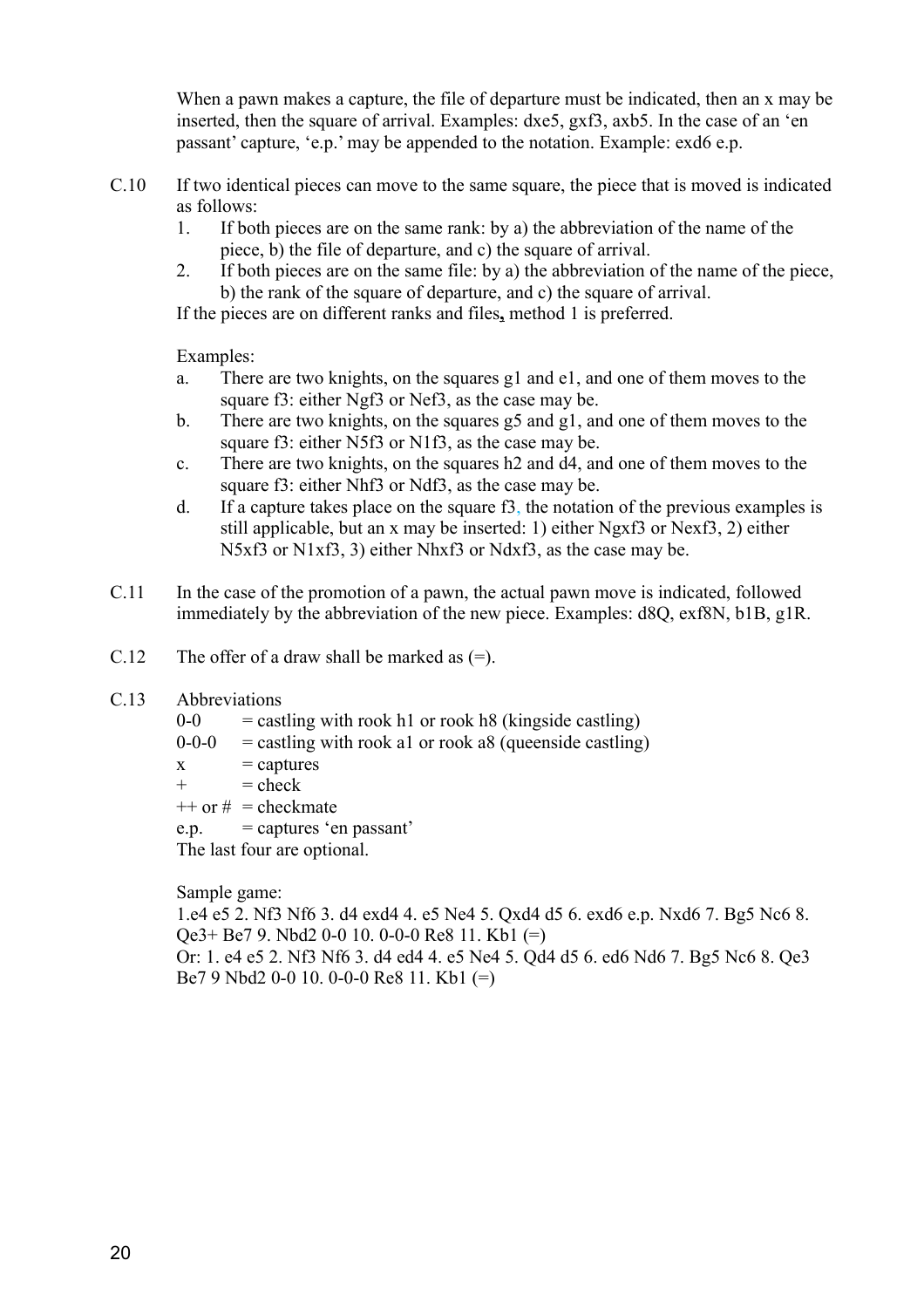When a pawn makes a capture, the file of departure must be indicated, then an x may be inserted, then the square of arrival. Examples: dxe5, gxf3, axb5. In the case of an 'en passant' capture, 'e.p.' may be appended to the notation. Example: exd6 e.p.

C.10 If two identical pieces can move to the same square, the piece that is moved is indicated as follows:

1. If both pieces are on the same rank: by a) the abbreviation of the name of the piece, b) the file of departure, and c) the square of arrival.
2. If both pieces are on the same file: by a) the abbreviation of the name of the piece, b) the rank of the square of departure, and c) the square of arrival.

If the pieces are on different ranks and files**,** method 1 is preferred.

Examples:

a. There are two knights, on the squares g1 and e1, and one of them moves to the square f3: either Ngf3 or Nef3, as the case may be.
b. There are two knights, on the squares g5 and g1, and one of them moves to the square f3: either N5f3 or N1f3, as the case may be.
c. There are two knights, on the squares h2 and d4, and one of them moves to the square f3: either Nhf3 or Ndf3, as the case may be.
d. If a capture takes place on the square f3, the notation of the previous examples is still applicable, but an x may be inserted: 1) either Ngxf3 or Nexf3, 2) either N5xf3 or N1xf3, 3) either Nhxf3 or Ndxf3, as the case may be.

C.11 In the case of the promotion of a pawn, the actual pawn move is indicated, followed immediately by the abbreviation of the new piece. Examples: d8Q, exf8N, b1B, g1R.

C.12 The offer of a draw shall be marked as (=).

C.13 Abbreviations

0-0 = castling with rook h1 or rook h8 (kingside castling)
0-0-0 = castling with rook a1 or rook a8 (queenside castling)
x = captures
\+ = check
++ or # = checkmate
e.p. = captures 'en passant'

The last four are optional.

Sample game:
1.e4 e5 2. Nf3 Nf6 3. d4 exd4 4. e5 Ne4 5. Qxd4 d5 6. exd6 e.p. Nxd6 7. Bg5 Nc6 8. Qe3+ Be7 9. Nbd2 0-0 10. 0-0-0 Re8 11. Kb1 (=)
Or: 1. e4 e5 2. Nf3 Nf6 3. d4 ed4 4. e5 Ne4 5. Qd4 d5 6. ed6 Nd6 7. Bg5 Nc6 8. Qe3 Be7 9 Nbd2 0-0 10. 0-0-0 Re8 11. Kb1 (=)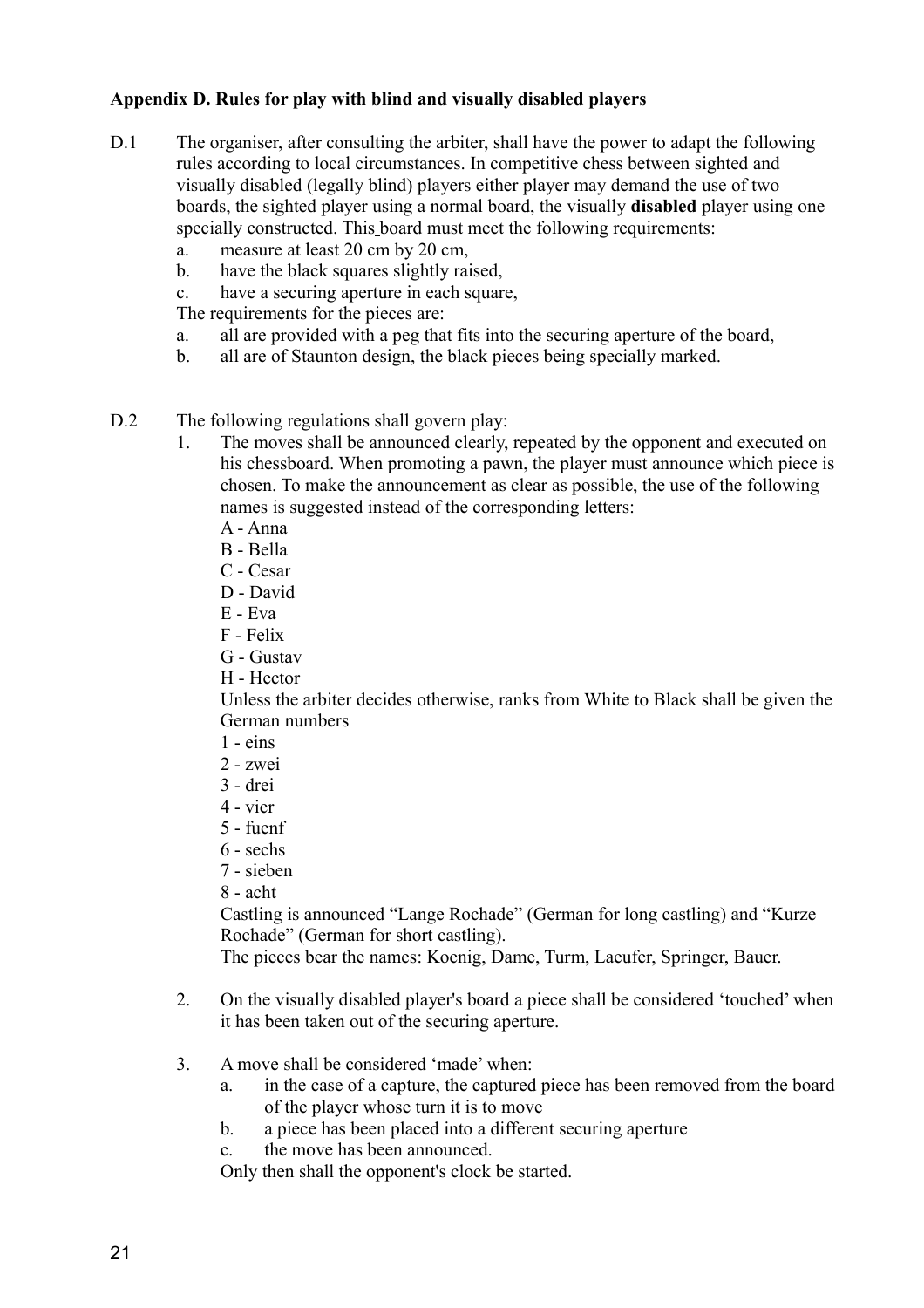**Appendix D. Rules for play with blind and visually disabled players**

D.1 The organiser, after consulting the arbiter, shall have the power to adapt the following rules according to local circumstances. In competitive chess between sighted and visually disabled (legally blind) players either player may demand the use of two boards, the sighted player using a normal board, the visually **disabled** player using one specially constructed. This board must meet the following requirements:

a. measure at least 20 cm by 20 cm,
b. have the black squares slightly raised,
c. have a securing aperture in each square,

The requirements for the pieces are:

a. all are provided with a peg that fits into the securing aperture of the board,
b. all are of Staunton design, the black pieces being specially marked.

D.2 The following regulations shall govern play:

1. The moves shall be announced clearly, repeated by the opponent and executed on his chessboard. When promoting a pawn, the player must announce which piece is chosen. To make the announcement as clear as possible, the use of the following names is suggested instead of the corresponding letters:

   A - Anna
   B - Bella
   C - Cesar
   D - David
   E - Eva
   F - Felix
   G - Gustav
   H - Hector

   Unless the arbiter decides otherwise, ranks from White to Black shall be given the German numbers

   1 - eins
   2 - zwei
   3 - drei
   4 - vier
   5 - fuenf
   6 - sechs
   7 - sieben
   8 - acht

   Castling is announced "Lange Rochade" (German for long castling) and "Kurze Rochade" (German for short castling).
   The pieces bear the names: Koenig, Dame, Turm, Laeufer, Springer, Bauer.

2. On the visually disabled player's board a piece shall be considered 'touched' when it has been taken out of the securing aperture.

3. A move shall be considered 'made' when:
   a. in the case of a capture, the captured piece has been removed from the board of the player whose turn it is to move
   b. a piece has been placed into a different securing aperture
   c. the move has been announced.

   Only then shall the opponent's clock be started.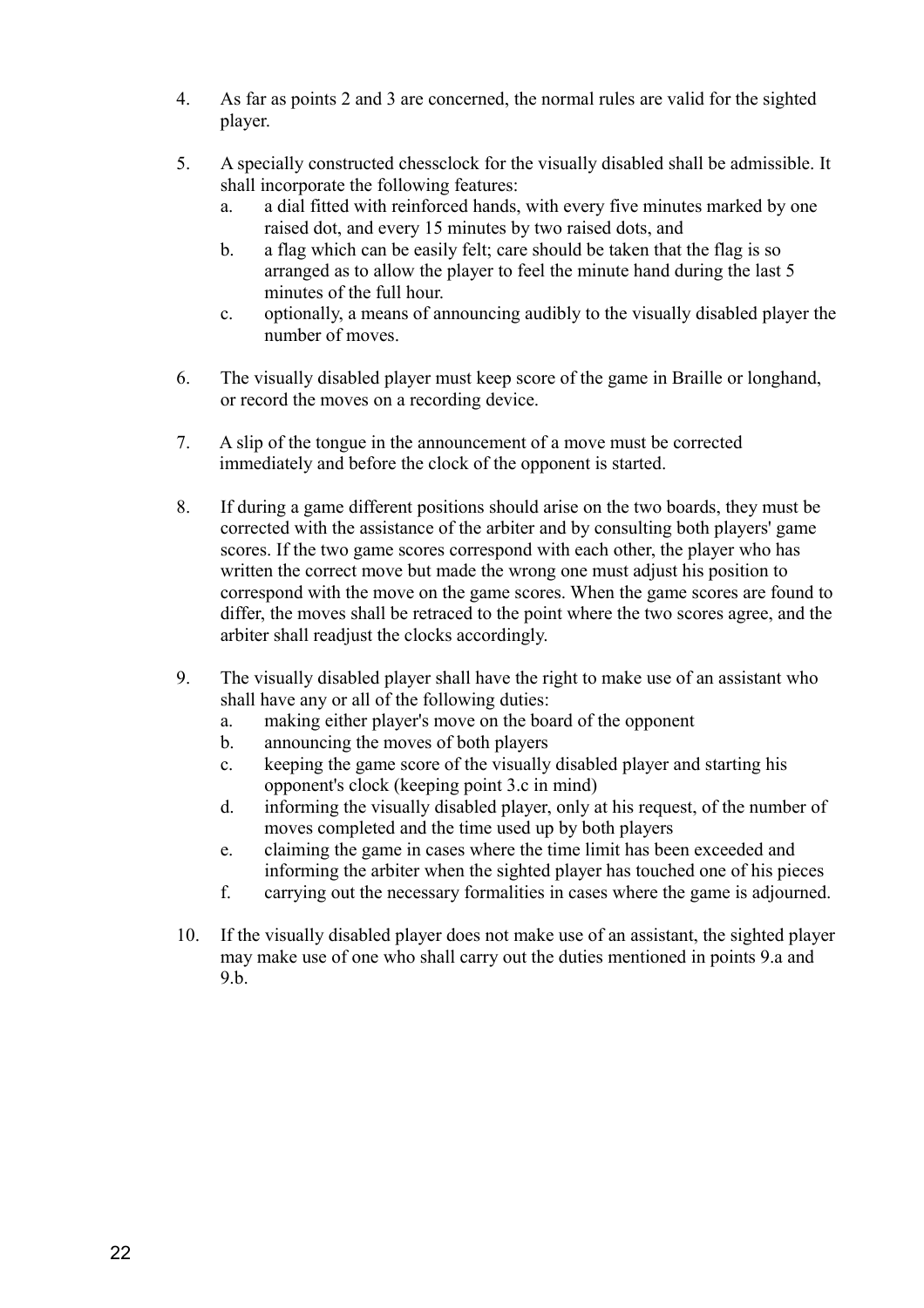4. As far as points 2 and 3 are concerned, the normal rules are valid for the sighted player.

5. A specially constructed chessclock for the visually disabled shall be admissible. It shall incorporate the following features:
   a. a dial fitted with reinforced hands, with every five minutes marked by one raised dot, and every 15 minutes by two raised dots, and
   b. a flag which can be easily felt; care should be taken that the flag is so arranged as to allow the player to feel the minute hand during the last 5 minutes of the full hour.
   c. optionally, a means of announcing audibly to the visually disabled player the number of moves.

6. The visually disabled player must keep score of the game in Braille or longhand, or record the moves on a recording device.

7. A slip of the tongue in the announcement of a move must be corrected immediately and before the clock of the opponent is started.

8. If during a game different positions should arise on the two boards, they must be corrected with the assistance of the arbiter and by consulting both players' game scores. If the two game scores correspond with each other, the player who has written the correct move but made the wrong one must adjust his position to correspond with the move on the game scores. When the game scores are found to differ, the moves shall be retraced to the point where the two scores agree, and the arbiter shall readjust the clocks accordingly.

9. The visually disabled player shall have the right to make use of an assistant who shall have any or all of the following duties:
   a. making either player's move on the board of the opponent
   b. announcing the moves of both players
   c. keeping the game score of the visually disabled player and starting his opponent's clock (keeping point 3.c in mind)
   d. informing the visually disabled player, only at his request, of the number of moves completed and the time used up by both players
   e. claiming the game in cases where the time limit has been exceeded and informing the arbiter when the sighted player has touched one of his pieces
   f. carrying out the necessary formalities in cases where the game is adjourned.

10. If the visually disabled player does not make use of an assistant, the sighted player may make use of one who shall carry out the duties mentioned in points 9.a and 9.b.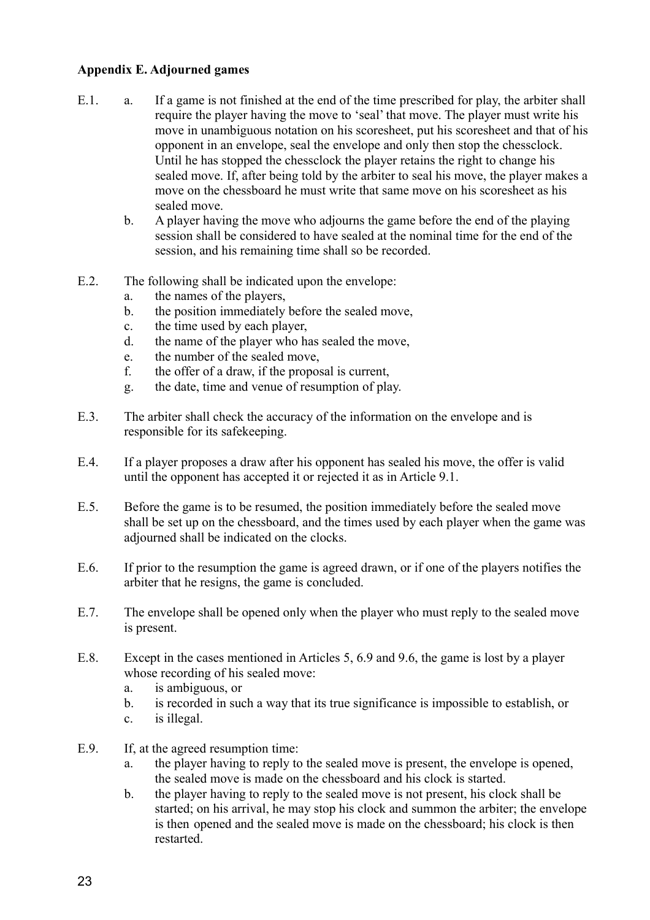**Appendix E. Adjourned games**

E.1.
  a. If a game is not finished at the end of the time prescribed for play, the arbiter shall require the player having the move to 'seal' that move. The player must write his move in unambiguous notation on his scoresheet, put his scoresheet and that of his opponent in an envelope, seal the envelope and only then stop the chessclock. Until he has stopped the chessclock the player retains the right to change his sealed move. If, after being told by the arbiter to seal his move, the player makes a move on the chessboard he must write that same move on his scoresheet as his sealed move.
  b. A player having the move who adjourns the game before the end of the playing session shall be considered to have sealed at the nominal time for the end of the session, and his remaining time shall so be recorded.

E.2. The following shall be indicated upon the envelope:
  a. the names of the players,
  b. the position immediately before the sealed move,
  c. the time used by each player,
  d. the name of the player who has sealed the move,
  e. the number of the sealed move,
  f. the offer of a draw, if the proposal is current,
  g. the date, time and venue of resumption of play.

E.3. The arbiter shall check the accuracy of the information on the envelope and is responsible for its safekeeping.

E.4. If a player proposes a draw after his opponent has sealed his move, the offer is valid until the opponent has accepted it or rejected it as in Article 9.1.

E.5. Before the game is to be resumed, the position immediately before the sealed move shall be set up on the chessboard, and the times used by each player when the game was adjourned shall be indicated on the clocks.

E.6. If prior to the resumption the game is agreed drawn, or if one of the players notifies the arbiter that he resigns, the game is concluded.

E.7. The envelope shall be opened only when the player who must reply to the sealed move is present.

E.8. Except in the cases mentioned in Articles 5, 6.9 and 9.6, the game is lost by a player whose recording of his sealed move:
  a. is ambiguous, or
  b. is recorded in such a way that its true significance is impossible to establish, or
  c. is illegal.

E.9. If, at the agreed resumption time:
  a. the player having to reply to the sealed move is present, the envelope is opened, the sealed move is made on the chessboard and his clock is started.
  b. the player having to reply to the sealed move is not present, his clock shall be started; on his arrival, he may stop his clock and summon the arbiter; the envelope is then opened and the sealed move is made on the chessboard; his clock is then restarted.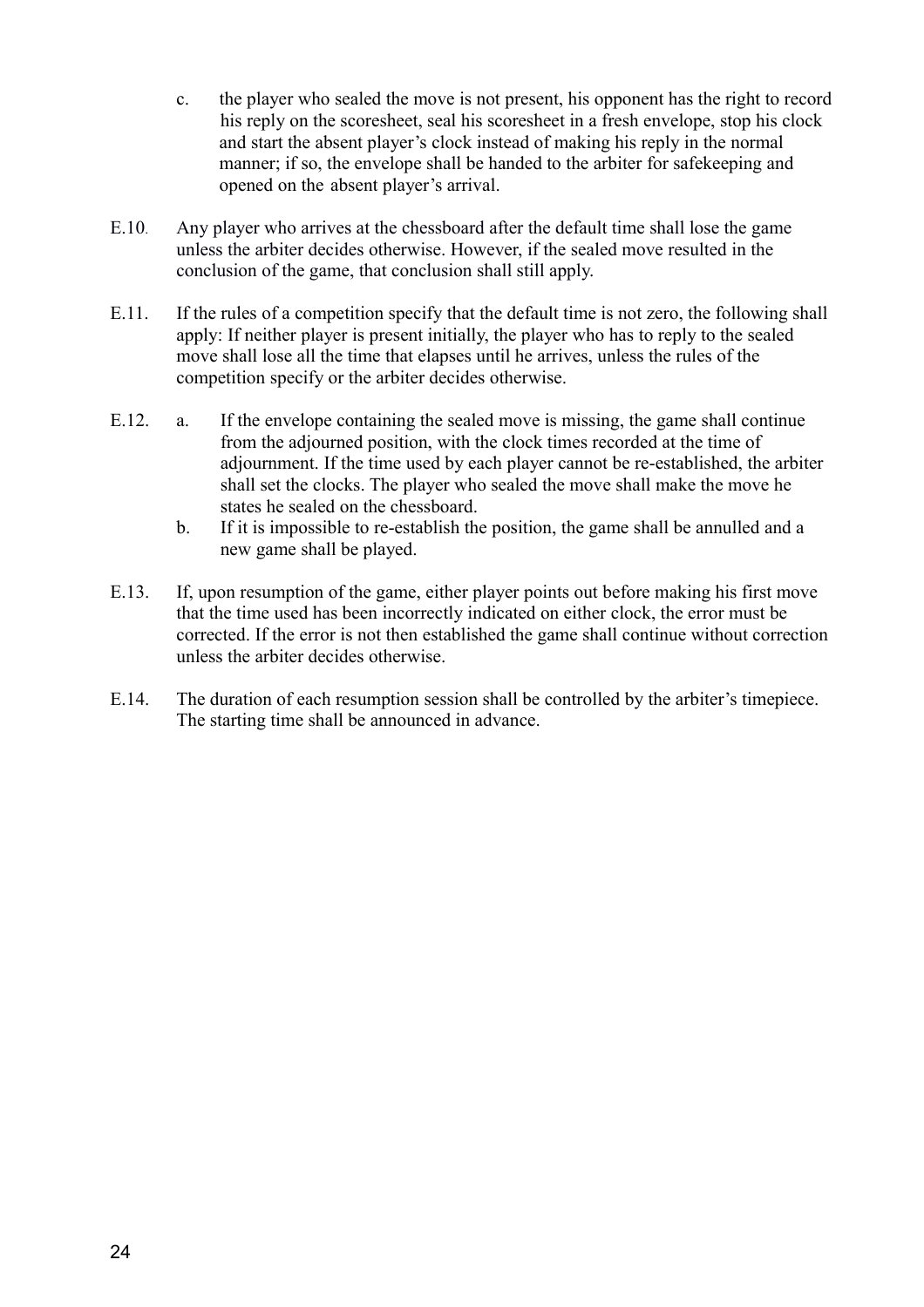c. the player who sealed the move is not present, his opponent has the right to record his reply on the scoresheet, seal his scoresheet in a fresh envelope, stop his clock and start the absent player's clock instead of making his reply in the normal manner; if so, the envelope shall be handed to the arbiter for safekeeping and opened on the absent player's arrival.

E.10. Any player who arrives at the chessboard after the default time shall lose the game unless the arbiter decides otherwise. However, if the sealed move resulted in the conclusion of the game, that conclusion shall still apply.

E.11. If the rules of a competition specify that the default time is not zero, the following shall apply: If neither player is present initially, the player who has to reply to the sealed move shall lose all the time that elapses until he arrives, unless the rules of the competition specify or the arbiter decides otherwise.

E.12.
a. If the envelope containing the sealed move is missing, the game shall continue from the adjourned position, with the clock times recorded at the time of adjournment. If the time used by each player cannot be re-established, the arbiter shall set the clocks. The player who sealed the move shall make the move he states he sealed on the chessboard.
b. If it is impossible to re-establish the position, the game shall be annulled and a new game shall be played.

E.13. If, upon resumption of the game, either player points out before making his first move that the time used has been incorrectly indicated on either clock, the error must be corrected. If the error is not then established the game shall continue without correction unless the arbiter decides otherwise.

E.14. The duration of each resumption session shall be controlled by the arbiter's timepiece. The starting time shall be announced in advance.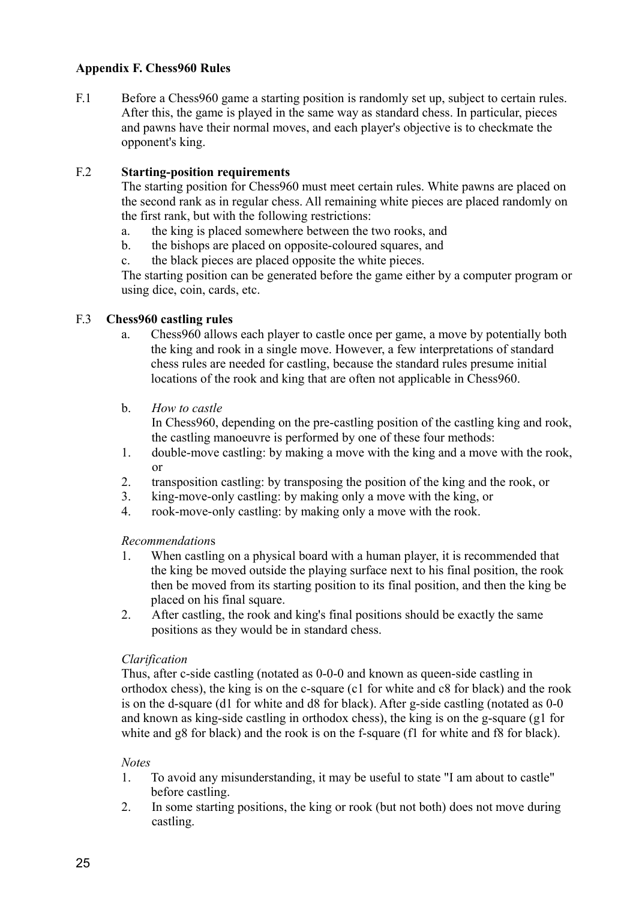**Appendix F. Chess960 Rules**

F.1 Before a Chess960 game a starting position is randomly set up, subject to certain rules. After this, the game is played in the same way as standard chess. In particular, pieces and pawns have their normal moves, and each player's objective is to checkmate the opponent's king.

F.2 **Starting-position requirements**

The starting position for Chess960 must meet certain rules. White pawns are placed on the second rank as in regular chess. All remaining white pieces are placed randomly on the first rank, but with the following restrictions:

a. the king is placed somewhere between the two rooks, and
b. the bishops are placed on opposite-coloured squares, and
c. the black pieces are placed opposite the white pieces.

The starting position can be generated before the game either by a computer program or using dice, coin, cards, etc.

F.3 **Chess960 castling rules**

a. Chess960 allows each player to castle once per game, a move by potentially both the king and rook in a single move. However, a few interpretations of standard chess rules are needed for castling, because the standard rules presume initial locations of the rook and king that are often not applicable in Chess960.

b. *How to castle*

In Chess960, depending on the pre-castling position of the castling king and rook, the castling manoeuvre is performed by one of these four methods:

1. double-move castling: by making a move with the king and a move with the rook, or
2. transposition castling: by transposing the position of the king and the rook, or
3. king-move-only castling: by making only a move with the king, or
4. rook-move-only castling: by making only a move with the rook.

*Recommendation*s

1. When castling on a physical board with a human player, it is recommended that the king be moved outside the playing surface next to his final position, the rook then be moved from its starting position to its final position, and then the king be placed on his final square.
2. After castling, the rook and king's final positions should be exactly the same positions as they would be in standard chess.

*Clarification*

Thus, after c-side castling (notated as 0-0-0 and known as queen-side castling in orthodox chess), the king is on the c-square (c1 for white and c8 for black) and the rook is on the d-square (d1 for white and d8 for black). After g-side castling (notated as 0-0 and known as king-side castling in orthodox chess), the king is on the g-square (g1 for white and g8 for black) and the rook is on the f-square (f1 for white and f8 for black).

*Notes*

1. To avoid any misunderstanding, it may be useful to state "I am about to castle" before castling.
2. In some starting positions, the king or rook (but not both) does not move during castling.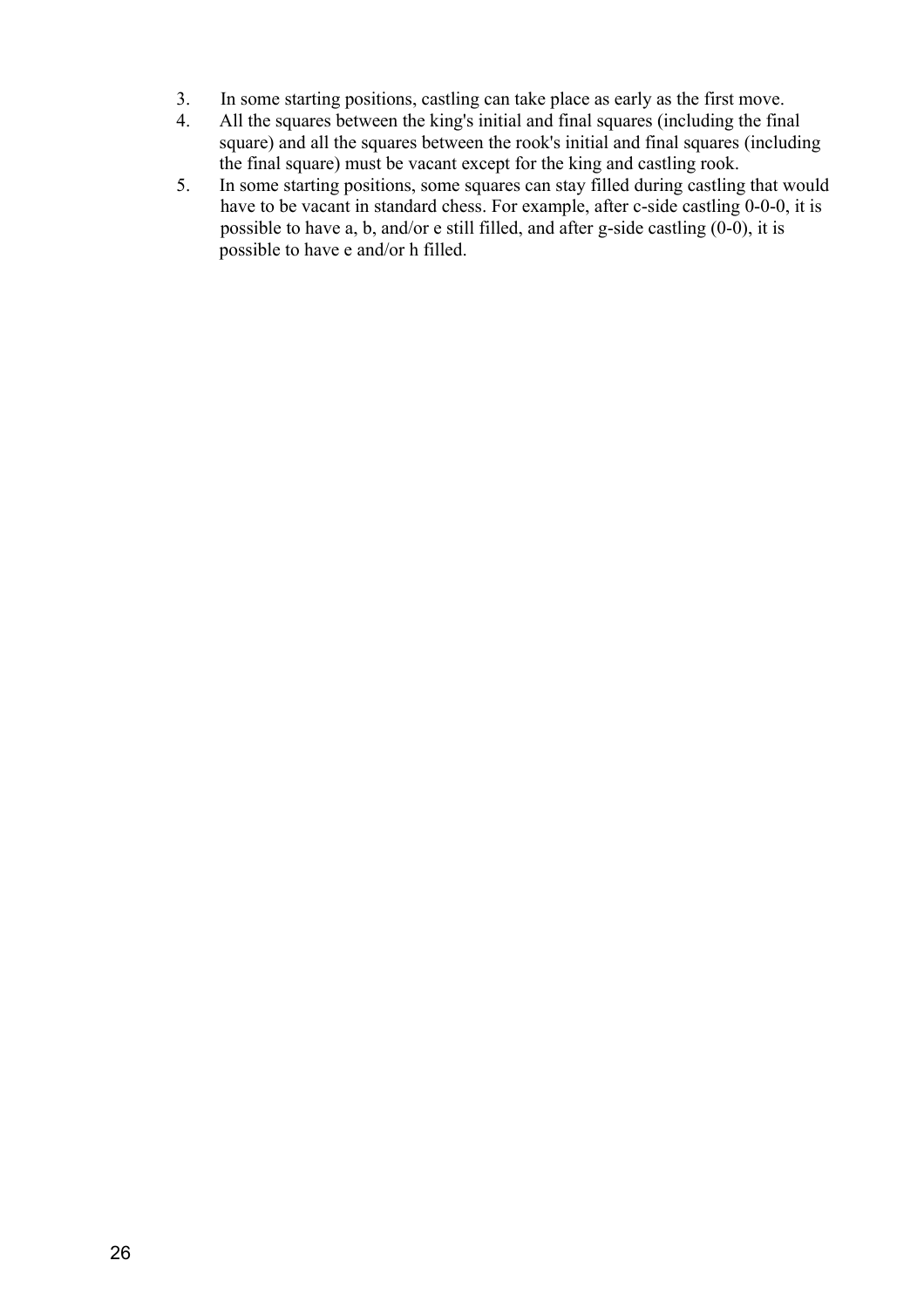3. In some starting positions, castling can take place as early as the first move.
4. All the squares between the king's initial and final squares (including the final square) and all the squares between the rook's initial and final squares (including the final square) must be vacant except for the king and castling rook.
5. In some starting positions, some squares can stay filled during castling that would have to be vacant in standard chess. For example, after c-side castling 0-0-0, it is possible to have a, b, and/or e still filled, and after g-side castling (0-0), it is possible to have e and/or h filled.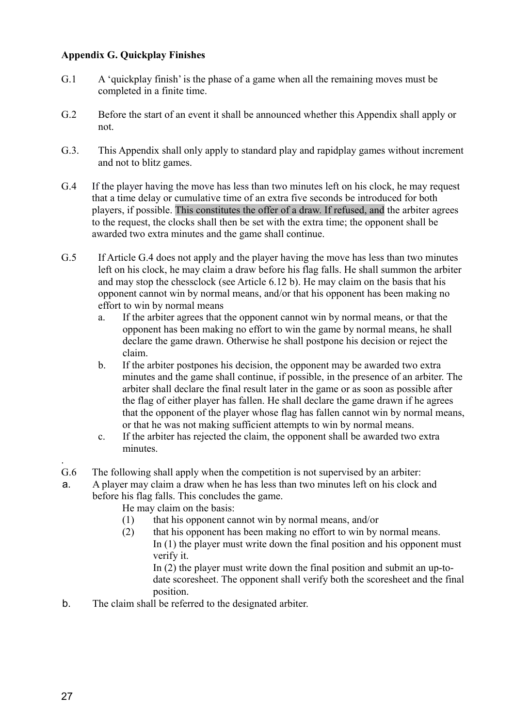**Appendix G. Quickplay Finishes**

G.1 A 'quickplay finish' is the phase of a game when all the remaining moves must be completed in a finite time.

G.2 Before the start of an event it shall be announced whether this Appendix shall apply or not.

G.3. This Appendix shall only apply to standard play and rapidplay games without increment and not to blitz games.

G.4 If the player having the move has less than two minutes left on his clock, he may request that a time delay or cumulative time of an extra five seconds be introduced for both players, if possible. This constitutes the offer of a draw. If refused, and the arbiter agrees to the request, the clocks shall then be set with the extra time; the opponent shall be awarded two extra minutes and the game shall continue.

G.5 If Article G.4 does not apply and the player having the move has less than two minutes left on his clock, he may claim a draw before his flag falls. He shall summon the arbiter and may stop the chessclock (see Article 6.12 b). He may claim on the basis that his opponent cannot win by normal means, and/or that his opponent has been making no effort to win by normal means

a. If the arbiter agrees that the opponent cannot win by normal means, or that the opponent has been making no effort to win the game by normal means, he shall declare the game drawn. Otherwise he shall postpone his decision or reject the claim.

b. If the arbiter postpones his decision, the opponent may be awarded two extra minutes and the game shall continue, if possible, in the presence of an arbiter. The arbiter shall declare the final result later in the game or as soon as possible after the flag of either player has fallen. He shall declare the game drawn if he agrees that the opponent of the player whose flag has fallen cannot win by normal means, or that he was not making sufficient attempts to win by normal means.

c. If the arbiter has rejected the claim, the opponent shall be awarded two extra minutes.

G.6 The following shall apply when the competition is not supervised by an arbiter:

a. A player may claim a draw when he has less than two minutes left on his clock and before his flag falls. This concludes the game.

He may claim on the basis:

(1) that his opponent cannot win by normal means, and/or

(2) that his opponent has been making no effort to win by normal means.

In (1) the player must write down the final position and his opponent must verify it.

In (2) the player must write down the final position and submit an up-to-date scoresheet. The opponent shall verify both the scoresheet and the final position.

b. The claim shall be referred to the designated arbiter.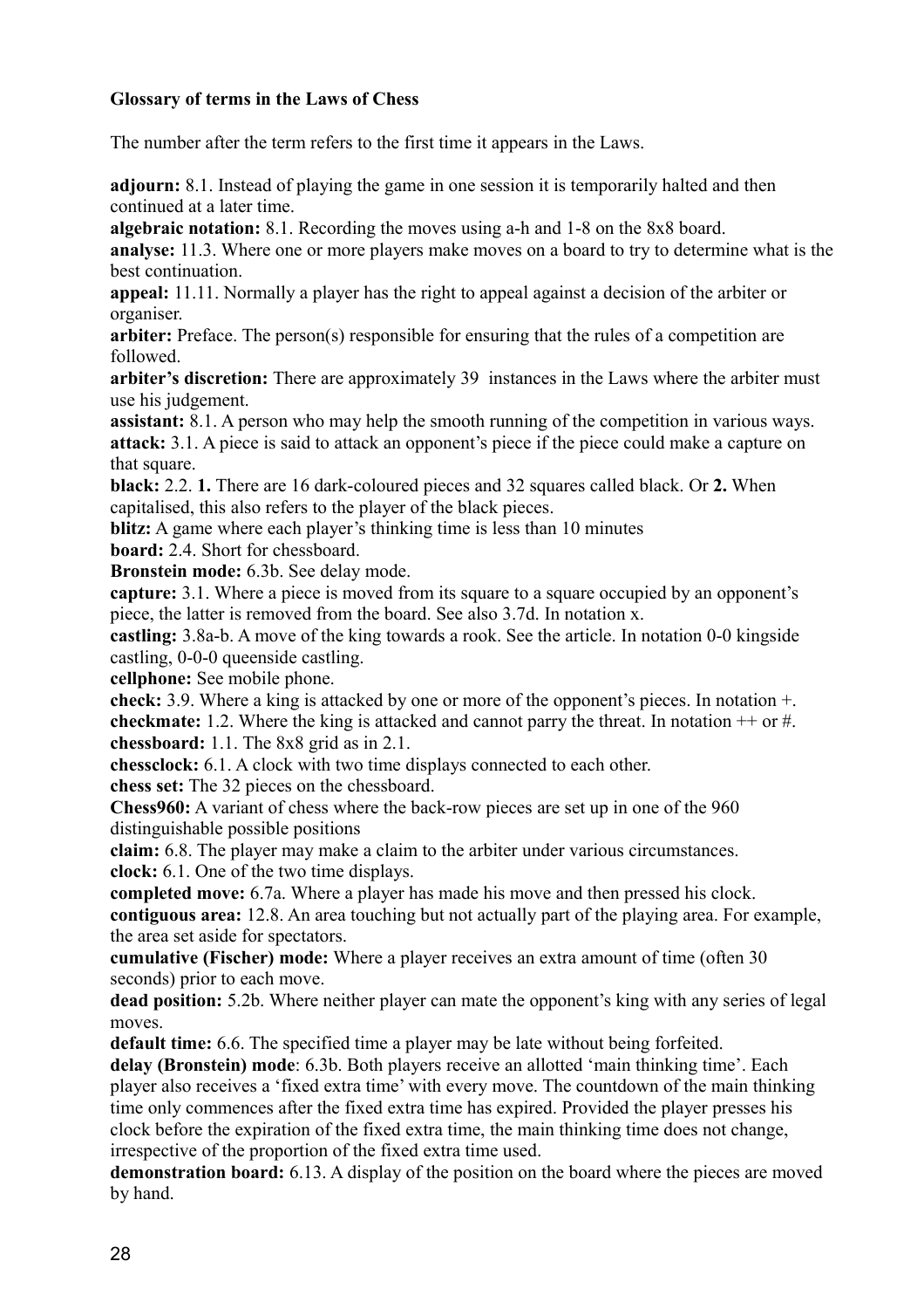**Glossary of terms in the Laws of Chess**

The number after the term refers to the first time it appears in the Laws.

**adjourn:** 8.1. Instead of playing the game in one session it is temporarily halted and then continued at a later time.
**algebraic notation:** 8.1. Recording the moves using a-h and 1-8 on the 8x8 board.
**analyse:** 11.3. Where one or more players make moves on a board to try to determine what is the best continuation.
**appeal:** 11.11. Normally a player has the right to appeal against a decision of the arbiter or organiser.
**arbiter:** Preface. The person(s) responsible for ensuring that the rules of a competition are followed.
**arbiter's discretion:** There are approximately 39 instances in the Laws where the arbiter must use his judgement.
**assistant:** 8.1. A person who may help the smooth running of the competition in various ways.
**attack:** 3.1. A piece is said to attack an opponent's piece if the piece could make a capture on that square.
**black:** 2.2. **1.** There are 16 dark-coloured pieces and 32 squares called black. Or **2.** When capitalised, this also refers to the player of the black pieces.
**blitz:** A game where each player's thinking time is less than 10 minutes
**board:** 2.4. Short for chessboard.
**Bronstein mode:** 6.3b. See delay mode.
**capture:** 3.1. Where a piece is moved from its square to a square occupied by an opponent's piece, the latter is removed from the board. See also 3.7d. In notation x.
**castling:** 3.8a-b. A move of the king towards a rook. See the article. In notation 0-0 kingside castling, 0-0-0 queenside castling.
**cellphone:** See mobile phone.
**check:** 3.9. Where a king is attacked by one or more of the opponent's pieces. In notation +.
**checkmate:** 1.2. Where the king is attacked and cannot parry the threat. In notation ++ or #.
**chessboard:** 1.1. The 8x8 grid as in 2.1.
**chessclock:** 6.1. A clock with two time displays connected to each other.
**chess set:** The 32 pieces on the chessboard.
**Chess960:** A variant of chess where the back-row pieces are set up in one of the 960 distinguishable possible positions
**claim:** 6.8. The player may make a claim to the arbiter under various circumstances.
**clock:** 6.1. One of the two time displays.
**completed move:** 6.7a. Where a player has made his move and then pressed his clock.
**contiguous area:** 12.8. An area touching but not actually part of the playing area. For example, the area set aside for spectators.
**cumulative (Fischer) mode:** Where a player receives an extra amount of time (often 30 seconds) prior to each move.
**dead position:** 5.2b. Where neither player can mate the opponent's king with any series of legal moves.
**default time:** 6.6. The specified time a player may be late without being forfeited.
**delay (Bronstein) mode**: 6.3b. Both players receive an allotted 'main thinking time'. Each player also receives a 'fixed extra time' with every move. The countdown of the main thinking time only commences after the fixed extra time has expired. Provided the player presses his clock before the expiration of the fixed extra time, the main thinking time does not change, irrespective of the proportion of the fixed extra time used.
**demonstration board:** 6.13. A display of the position on the board where the pieces are moved by hand.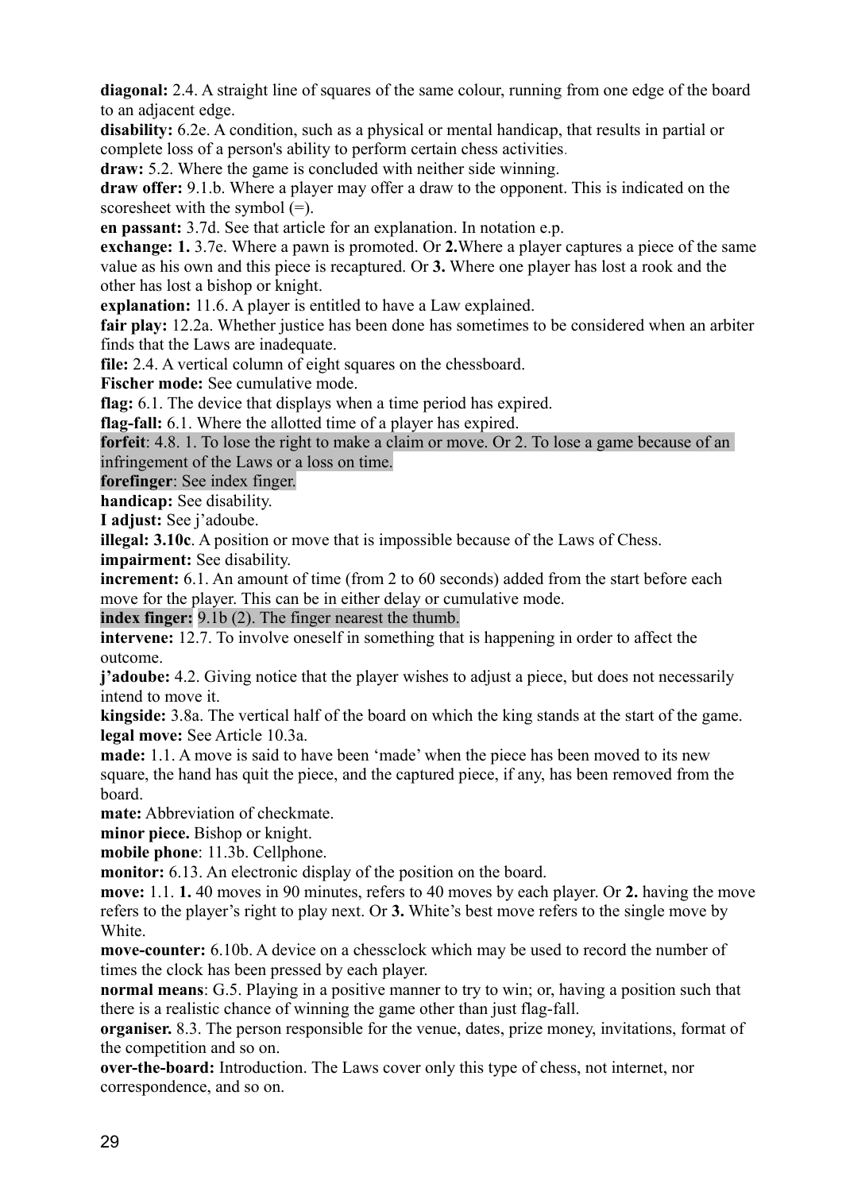**diagonal:** 2.4. A straight line of squares of the same colour, running from one edge of the board to an adjacent edge.

**disability:** 6.2e. A condition, such as a physical or mental handicap, that results in partial or complete loss of a person's ability to perform certain chess activities.

**draw:** 5.2. Where the game is concluded with neither side winning.

**draw offer:** 9.1.b. Where a player may offer a draw to the opponent. This is indicated on the scoresheet with the symbol (=).

**en passant:** 3.7d. See that article for an explanation. In notation e.p.

**exchange: 1.** 3.7e. Where a pawn is promoted. Or **2.**Where a player captures a piece of the same value as his own and this piece is recaptured. Or **3.** Where one player has lost a rook and the other has lost a bishop or knight.

**explanation:** 11.6. A player is entitled to have a Law explained.

**fair play:** 12.2a. Whether justice has been done has sometimes to be considered when an arbiter finds that the Laws are inadequate.

**file:** 2.4. A vertical column of eight squares on the chessboard.

**Fischer mode:** See cumulative mode.

**flag:** 6.1. The device that displays when a time period has expired.

**flag-fall:** 6.1. Where the allotted time of a player has expired.

**forfeit**: 4.8. 1. To lose the right to make a claim or move. Or 2. To lose a game because of an infringement of the Laws or a loss on time.

**forefinger**: See index finger.

**handicap:** See disability.

**I adjust:** See j'adoube.

**illegal: 3.10c**. A position or move that is impossible because of the Laws of Chess.

**impairment:** See disability.

**increment:** 6.1. An amount of time (from 2 to 60 seconds) added from the start before each move for the player. This can be in either delay or cumulative mode.

**index finger:** 9.1b (2). The finger nearest the thumb.

**intervene:** 12.7. To involve oneself in something that is happening in order to affect the outcome.

**j'adoube:** 4.2. Giving notice that the player wishes to adjust a piece, but does not necessarily intend to move it.

**kingside:** 3.8a. The vertical half of the board on which the king stands at the start of the game.

**legal move:** See Article 10.3a.

**made:** 1.1. A move is said to have been 'made' when the piece has been moved to its new square, the hand has quit the piece, and the captured piece, if any, has been removed from the board.

**mate:** Abbreviation of checkmate.

**minor piece.** Bishop or knight.

**mobile phone**: 11.3b. Cellphone.

**monitor:** 6.13. An electronic display of the position on the board.

**move:** 1.1. **1.** 40 moves in 90 minutes, refers to 40 moves by each player. Or **2.** having the move refers to the player's right to play next. Or **3.** White's best move refers to the single move by White.

**move-counter:** 6.10b. A device on a chessclock which may be used to record the number of times the clock has been pressed by each player.

**normal means**: G.5. Playing in a positive manner to try to win; or, having a position such that there is a realistic chance of winning the game other than just flag-fall.

**organiser.** 8.3. The person responsible for the venue, dates, prize money, invitations, format of the competition and so on.

**over-the-board:** Introduction. The Laws cover only this type of chess, not internet, nor correspondence, and so on.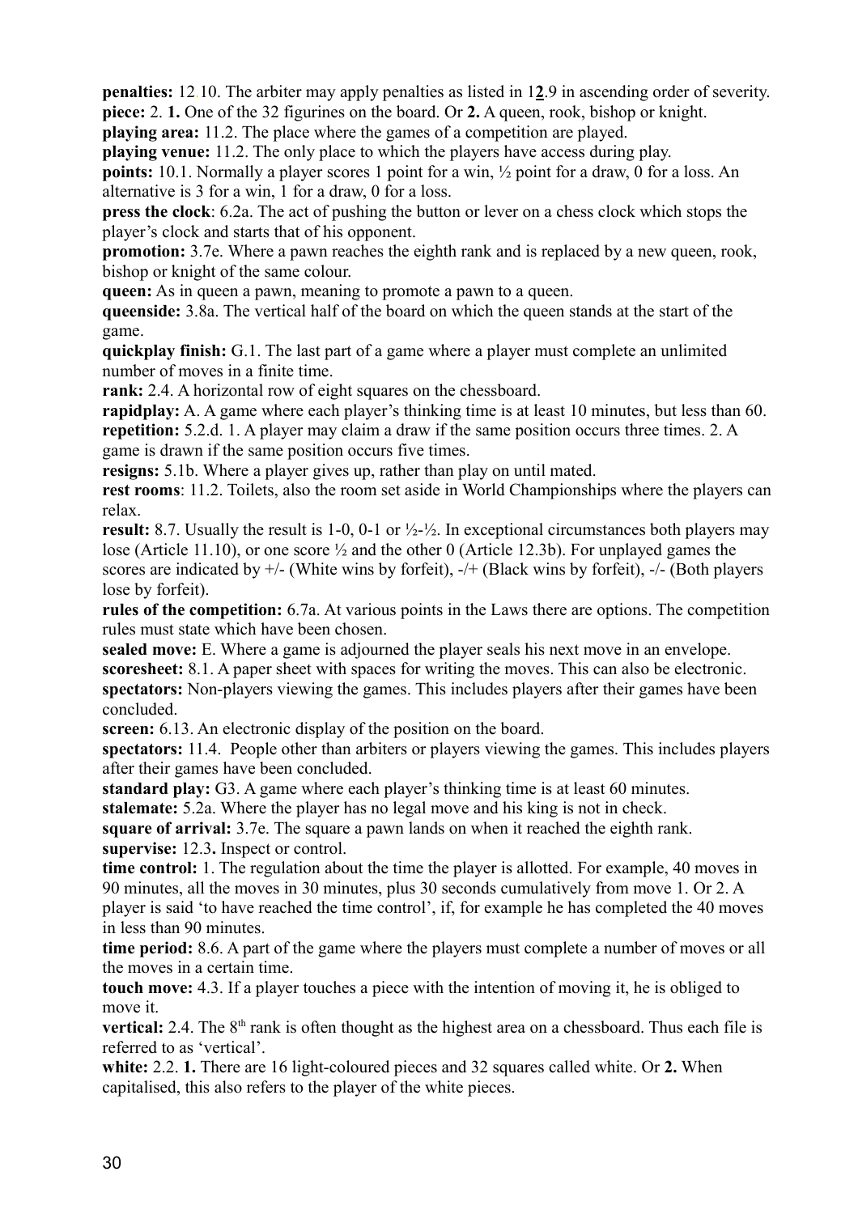**penalties:** 12.10. The arbiter may apply penalties as listed in 1**2**.9 in ascending order of severity.
**piece:** 2. **1.** One of the 32 figurines on the board. Or **2.** A queen, rook, bishop or knight.
**playing area:** 11.2. The place where the games of a competition are played.
**playing venue:** 11.2. The only place to which the players have access during play.
**points:** 10.1. Normally a player scores 1 point for a win, ½ point for a draw, 0 for a loss. An alternative is 3 for a win, 1 for a draw, 0 for a loss.
**press the clock**: 6.2a. The act of pushing the button or lever on a chess clock which stops the player's clock and starts that of his opponent.
**promotion:** 3.7e. Where a pawn reaches the eighth rank and is replaced by a new queen, rook, bishop or knight of the same colour.
**queen:** As in queen a pawn, meaning to promote a pawn to a queen.
**queenside:** 3.8a. The vertical half of the board on which the queen stands at the start of the game.
**quickplay finish:** G.1. The last part of a game where a player must complete an unlimited number of moves in a finite time.
**rank:** 2.4. A horizontal row of eight squares on the chessboard.
**rapidplay:** A. A game where each player's thinking time is at least 10 minutes, but less than 60.
**repetition:** 5.2.d. 1. A player may claim a draw if the same position occurs three times. 2. A game is drawn if the same position occurs five times.
**resigns:** 5.1b. Where a player gives up, rather than play on until mated.
**rest rooms**: 11.2. Toilets, also the room set aside in World Championships where the players can relax.
**result:** 8.7. Usually the result is 1-0, 0-1 or ½-½. In exceptional circumstances both players may lose (Article 11.10), or one score ½ and the other 0 (Article 12.3b). For unplayed games the scores are indicated by +/- (White wins by forfeit), -/+ (Black wins by forfeit), -/- (Both players lose by forfeit).
**rules of the competition:** 6.7a. At various points in the Laws there are options. The competition rules must state which have been chosen.
**sealed move:** E. Where a game is adjourned the player seals his next move in an envelope.
**scoresheet:** 8.1. A paper sheet with spaces for writing the moves. This can also be electronic.
**spectators:** Non-players viewing the games. This includes players after their games have been concluded.
**screen:** 6.13. An electronic display of the position on the board.
**spectators:** 11.4. People other than arbiters or players viewing the games. This includes players after their games have been concluded.
**standard play:** G3. A game where each player's thinking time is at least 60 minutes.
**stalemate:** 5.2a. Where the player has no legal move and his king is not in check.
**square of arrival:** 3.7e. The square a pawn lands on when it reached the eighth rank.
**supervise:** 12.3**.** Inspect or control.
**time control:** 1. The regulation about the time the player is allotted. For example, 40 moves in 90 minutes, all the moves in 30 minutes, plus 30 seconds cumulatively from move 1. Or 2. A player is said 'to have reached the time control', if, for example he has completed the 40 moves in less than 90 minutes.
**time period:** 8.6. A part of the game where the players must complete a number of moves or all the moves in a certain time.
**touch move:** 4.3. If a player touches a piece with the intention of moving it, he is obliged to move it.
**vertical:** 2.4. The 8th rank is often thought as the highest area on a chessboard. Thus each file is referred to as 'vertical'.
**white:** 2.2. **1.** There are 16 light-coloured pieces and 32 squares called white. Or **2.** When capitalised, this also refers to the player of the white pieces.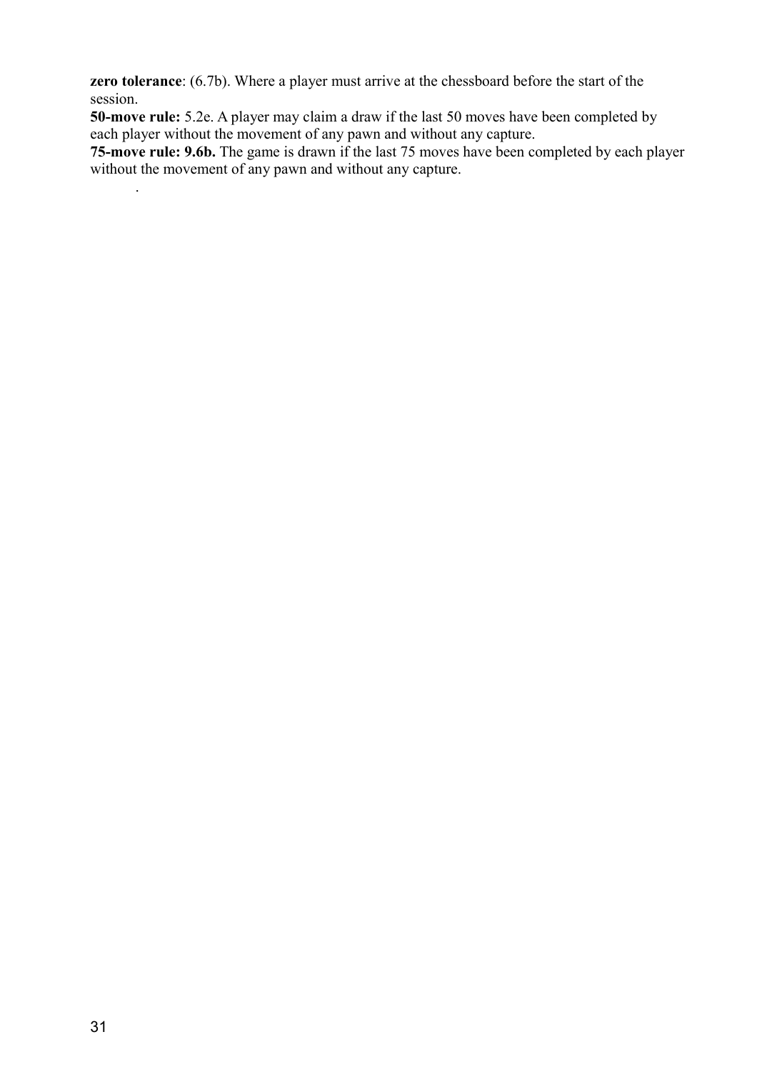**zero tolerance**: (6.7b). Where a player must arrive at the chessboard before the start of the session.
**50-move rule:** 5.2e. A player may claim a draw if the last 50 moves have been completed by each player without the movement of any pawn and without any capture.
**75-move rule: 9.6b.** The game is drawn if the last 75 moves have been completed by each player without the movement of any pawn and without any capture.